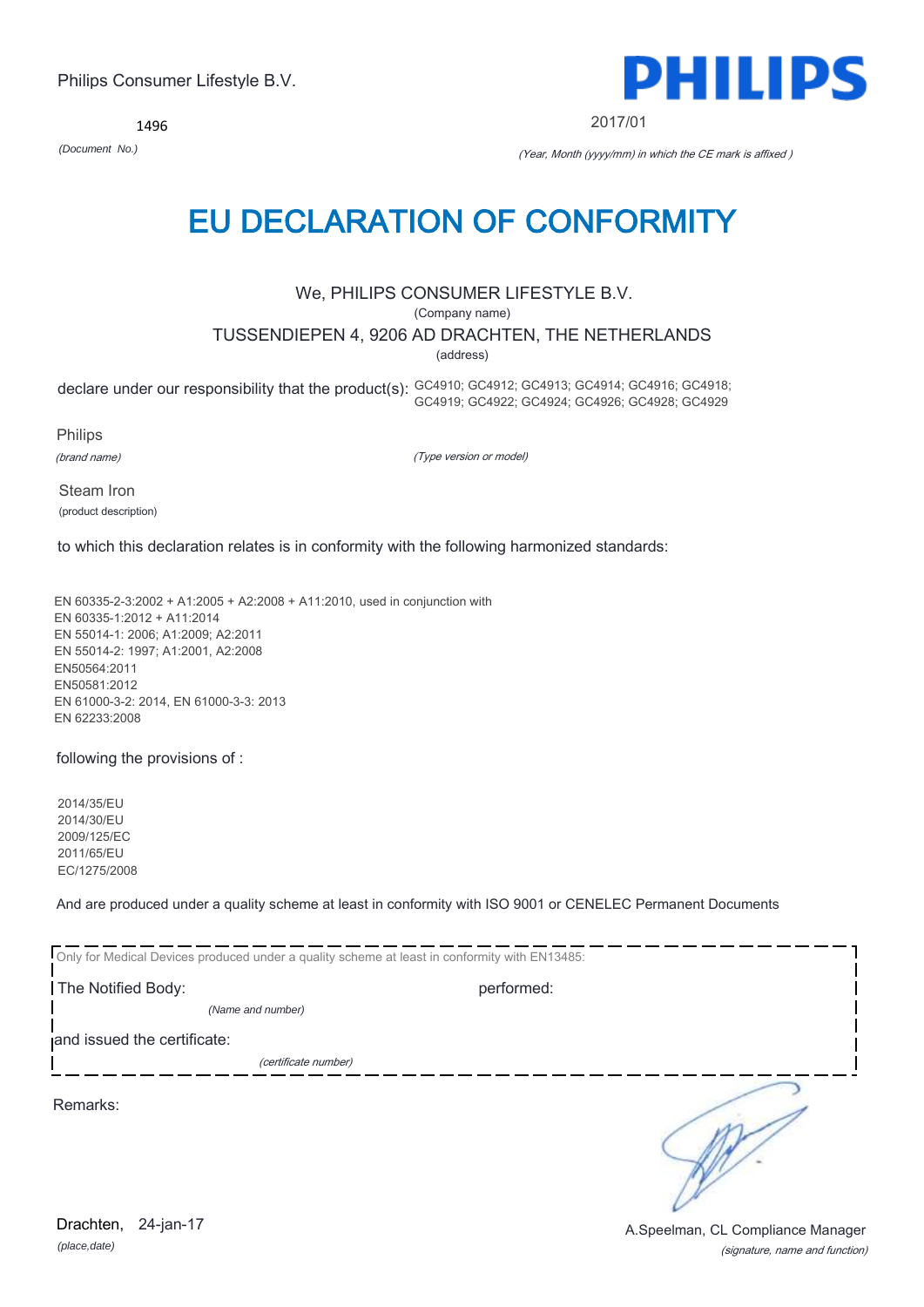Philips Consumer Lifestyle B.V.

PHILIPS

1496

*(Document No.)*

2017/01

*(Year, Month (yyyy/mm) in which the CE mark is affixed )*

# EU DECLARATION OF CONFORMITY

We, PHILIPS CONSUMER LIFESTYLE B.V.

(Company name)

TUSSENDIEPEN 4, 9206 AD DRACHTEN, THE NETHERLANDS

(address)

declare under our responsibility that the product(s): GC4910; GC4912; GC4913; GC4914; GC4916; GC4918; GC4919; GC4922; GC4924; GC4926; GC4928; GC4929

Philips

*(brand name)*

*(Type version or model)*

Steam Iron

(product description)

to which this declaration relates is in conformity with the following harmonized standards:

EN 60335-2-3:2002 + A1:2005 + A2:2008 + A11:2010, used in conjunction with
EN 60335-1:2012 + A11:2014
EN 55014-1: 2006; A1:2009; A2:2011
EN 55014-2: 1997; A1:2001, A2:2008
EN50564:2011
EN50581:2012
EN 61000-3-2: 2014, EN 61000-3-3: 2013
EN 62233:2008

following the provisions of :

2014/35/EU
2014/30/EU
2009/125/EC
2011/65/EU
EC/1275/2008

And are produced under a quality scheme at least in conformity with ISO 9001 or CENELEC Permanent Documents

Only for Medical Devices produced under a quality scheme at least in conformity with EN13485:

The Notified Body: performed:

*(Name and number)*

and issued the certificate:

*(certificate number)*

Remarks:

Drachten, 24-jan-17

*(place,date)*

A.Speelman, CL Compliance Manager

*(signature, name and function)*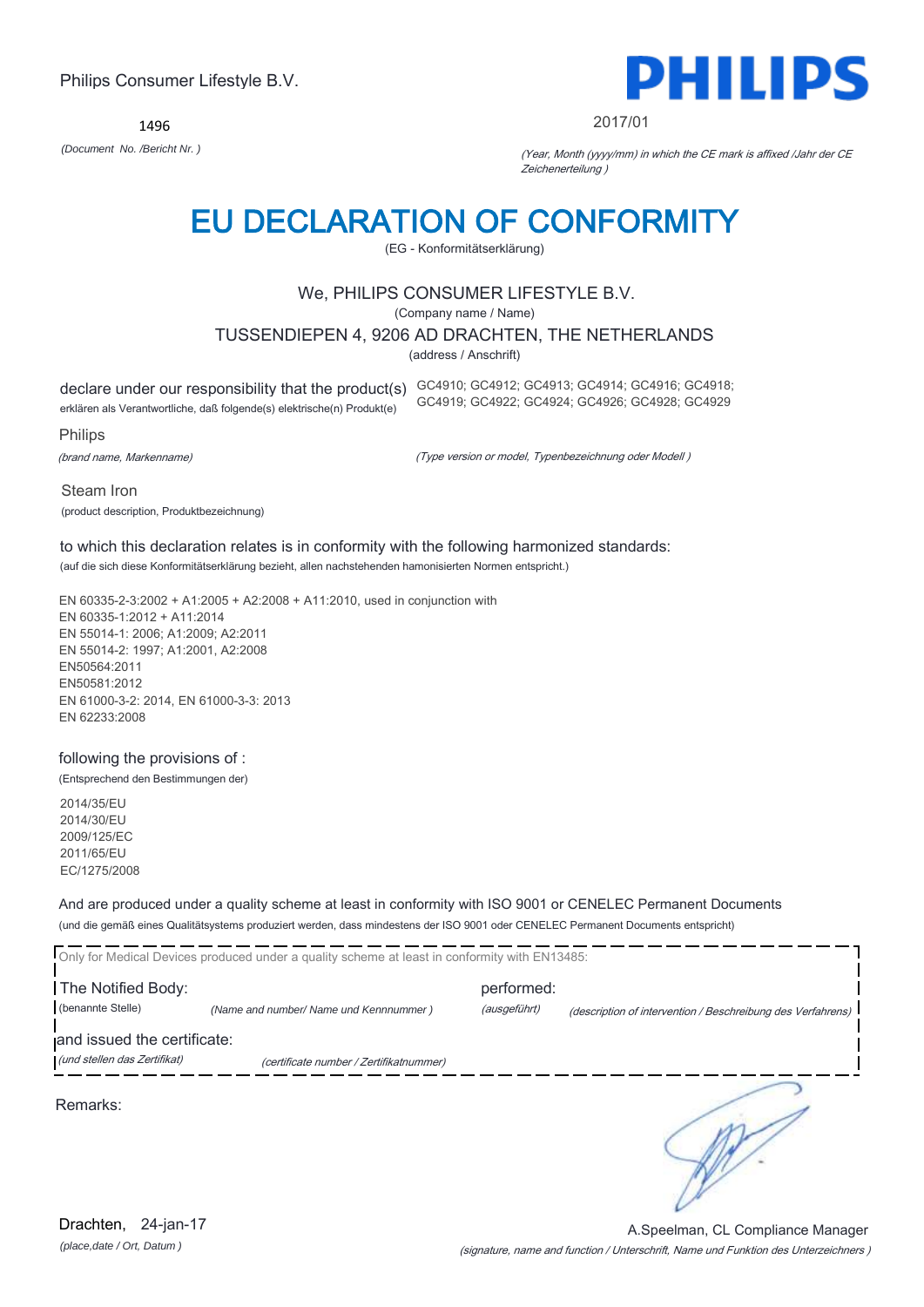Philips Consumer Lifestyle B.V.

1496

*(Document No. /Bericht Nr. )*

PHILIPS

2017/01

*(Year, Month (yyyy/mm) in which the CE mark is affixed /Jahr der CE Zeichenerteilung )*

# EU DECLARATION OF CONFORMITY

(EG - Konformitätserklärung)

We, PHILIPS CONSUMER LIFESTYLE B.V.

(Company name / Name)

TUSSENDIEPEN 4, 9206 AD DRACHTEN, THE NETHERLANDS

(address / Anschrift)

declare under our responsibility that the product(s) GC4910; GC4912; GC4913; GC4914; GC4916; GC4918; GC4919; GC4922; GC4924; GC4926; GC4928; GC4929

erklären als Verantwortliche, daß folgende(s) elektrische(n) Produkt(e)

Philips

*(brand name, Markenname)*

*(Type version or model, Typenbezeichnung oder Modell )*

Steam Iron

(product description, Produktbezeichnung)

to which this declaration relates is in conformity with the following harmonized standards:

(auf die sich diese Konformitätserklärung bezieht, allen nachstehenden hamonisierten Normen entspricht.)

EN 60335-2-3:2002 + A1:2005 + A2:2008 + A11:2010, used in conjunction with
EN 60335-1:2012 + A11:2014
EN 55014-1: 2006; A1:2009; A2:2011
EN 55014-2: 1997; A1:2001, A2:2008
EN50564:2011
EN50581:2012
EN 61000-3-2: 2014, EN 61000-3-3: 2013
EN 62233:2008

following the provisions of :

(Entsprechend den Bestimmungen der)

2014/35/EU
2014/30/EU
2009/125/EC
2011/65/EU
EC/1275/2008

And are produced under a quality scheme at least in conformity with ISO 9001 or CENELEC Permanent Documents

(und die gemäß eines Qualitätsystems produziert werden, dass mindestens der ISO 9001 oder CENELEC Permanent Documents entspricht)

Only for Medical Devices produced under a quality scheme at least in conformity with EN13485:

The Notified Body: (benannte Stelle) *(Name and number/ Name und Kennnummer )*

performed: *(ausgeführt)* *(description of intervention / Beschreibung des Verfahrens)*

and issued the certificate: *(und stellen das Zertifikat)* *(certificate number / Zertifikatnummer)*

Remarks:

Drachten, 24-jan-17

*(place,date / Ort, Datum )*

A.Speelman, CL Compliance Manager

*(signature, name and function / Unterschrift, Name und Funktion des Unterzeichners )*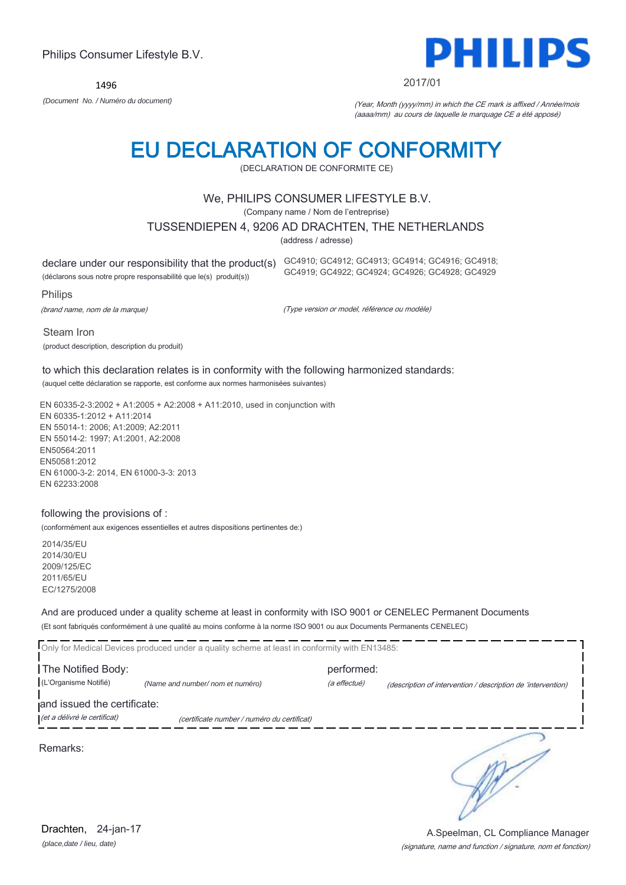Philips Consumer Lifestyle B.V.

**PHILIPS**

1496

*(Document No. / Numéro du document)*

2017/01

*(Year, Month (yyyy/mm) in which the CE mark is affixed / Année/mois (aaaa/mm) au cours de laquelle le marquage CE a été apposé)*

# EU DECLARATION OF CONFORMITY

(DECLARATION DE CONFORMITE CE)

We, PHILIPS CONSUMER LIFESTYLE B.V.

(Company name / Nom de l'entreprise)

TUSSENDIEPEN 4, 9206 AD DRACHTEN, THE NETHERLANDS

(address / adresse)

declare under our responsibility that the product(s)
(déclarons sous notre propre responsabilité que le(s) produit(s))

GC4910; GC4912; GC4913; GC4914; GC4916; GC4918; GC4919; GC4922; GC4924; GC4926; GC4928; GC4929

*(Type version or model, référence ou modèle)*

Philips

*(brand name, nom de la marque)*

Steam Iron

(product description, description du produit)

to which this declaration relates is in conformity with the following harmonized standards:
(auquel cette déclaration se rapporte, est conforme aux normes harmonisées suivantes)

EN 60335-2-3:2002 + A1:2005 + A2:2008 + A11:2010, used in conjunction with
EN 60335-1:2012 + A11:2014
EN 55014-1: 2006; A1:2009; A2:2011
EN 55014-2: 1997; A1:2001, A2:2008
EN50564:2011
EN50581:2012
EN 61000-3-2: 2014, EN 61000-3-3: 2013
EN 62233:2008

following the provisions of :
(conformément aux exigences essentielles et autres dispositions pertinentes de:)

2014/35/EU
2014/30/EU
2009/125/EC
2011/65/EU
EC/1275/2008

And are produced under a quality scheme at least in conformity with ISO 9001 or CENELEC Permanent Documents
(Et sont fabriqués conformément à une qualité au moins conforme à la norme ISO 9001 ou aux Documents Permanents CENELEC)

Only for Medical Devices produced under a quality scheme at least in conformity with EN13485:

The Notified Body: (L'Organisme Notifié) *(Name and number/ nom et numéro)*

performed: *(a effectué)* *(description of intervention / description de 'intervention)*

and issued the certificate: *(et a délivré le certificat)* *(certificate number / numéro du certificat)*

Remarks:

Drachten, 24-jan-17
*(place,date / lieu, date)*

A.Speelman, CL Compliance Manager
*(signature, name and function / signature, nom et fonction)*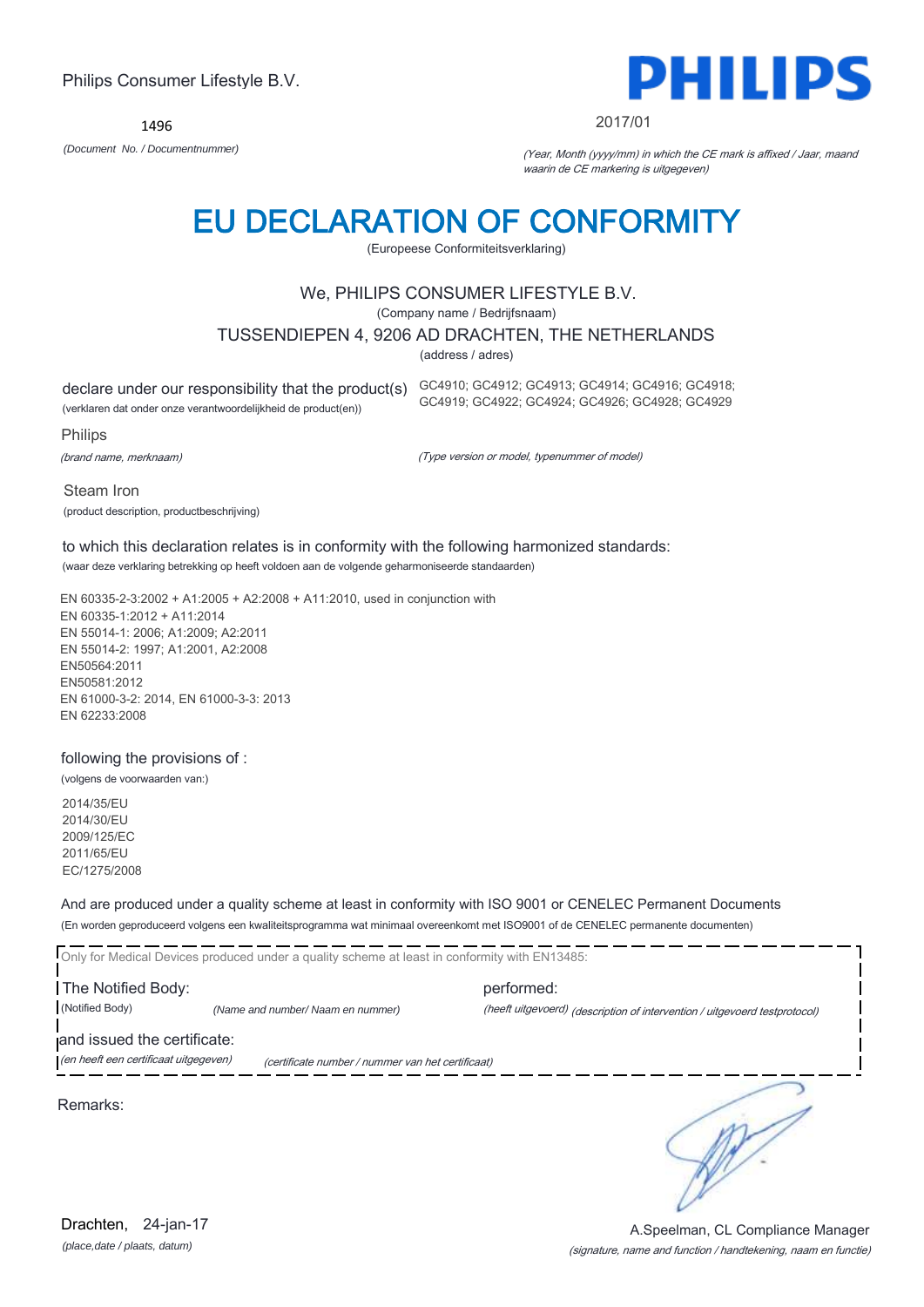Philips Consumer Lifestyle B.V.

**PHILIPS**

1496

*(Document No. / Documentnummer)*

2017/01

*(Year, Month (yyyy/mm) in which the CE mark is affixed / Jaar, maand waarin de CE markering is uitgegeven)*

# EU DECLARATION OF CONFORMITY

(Europeese Conformiteitsverklaring)

We, PHILIPS CONSUMER LIFESTYLE B.V.

(Company name / Bedrijfsnaam)

TUSSENDIEPEN 4, 9206 AD DRACHTEN, THE NETHERLANDS

(address / adres)

declare under our responsibility that the product(s)
(verklaren dat onder onze verantwoordelijkheid de product(en))

GC4910; GC4912; GC4913; GC4914; GC4916; GC4918; GC4919; GC4922; GC4924; GC4926; GC4928; GC4929

Philips
*(brand name, merknaam)*

*(Type version or model, typenummer of model)*

Steam Iron
(product description, productbeschrijving)

to which this declaration relates is in conformity with the following harmonized standards:
(waar deze verklaring betrekking op heeft voldoen aan de volgende geharmoniseerde standaarden)

EN 60335-2-3:2002 + A1:2005 + A2:2008 + A11:2010, used in conjunction with
EN 60335-1:2012 + A11:2014
EN 55014-1: 2006; A1:2009; A2:2011
EN 55014-2: 1997; A1:2001, A2:2008
EN50564:2011
EN50581:2012
EN 61000-3-2: 2014, EN 61000-3-3: 2013
EN 62233:2008

following the provisions of :
(volgens de voorwaarden van:)

2014/35/EU
2014/30/EU
2009/125/EC
2011/65/EU
EC/1275/2008

And are produced under a quality scheme at least in conformity with ISO 9001 or CENELEC Permanent Documents
(En worden geproduceerd volgens een kwaliteitsprogramma wat minimaal overeenkomt met ISO9001 of de CENELEC permanente documenten)

Only for Medical Devices produced under a quality scheme at least in conformity with EN13485:

The Notified Body: performed:
(Notified Body) *(Name and number/ Naam en nummer)* *(heeft uitgevoerd) (description of intervention / uitgevoerd testprotocol)*

and issued the certificate:
*(en heeft een certificaat uitgegeven)* *(certificate number / nummer van het certificaat)*

Remarks:

Drachten, 24-jan-17
*(place,date / plaats, datum)*

A.Speelman, CL Compliance Manager
*(signature, name and function / handtekening, naam en functie)*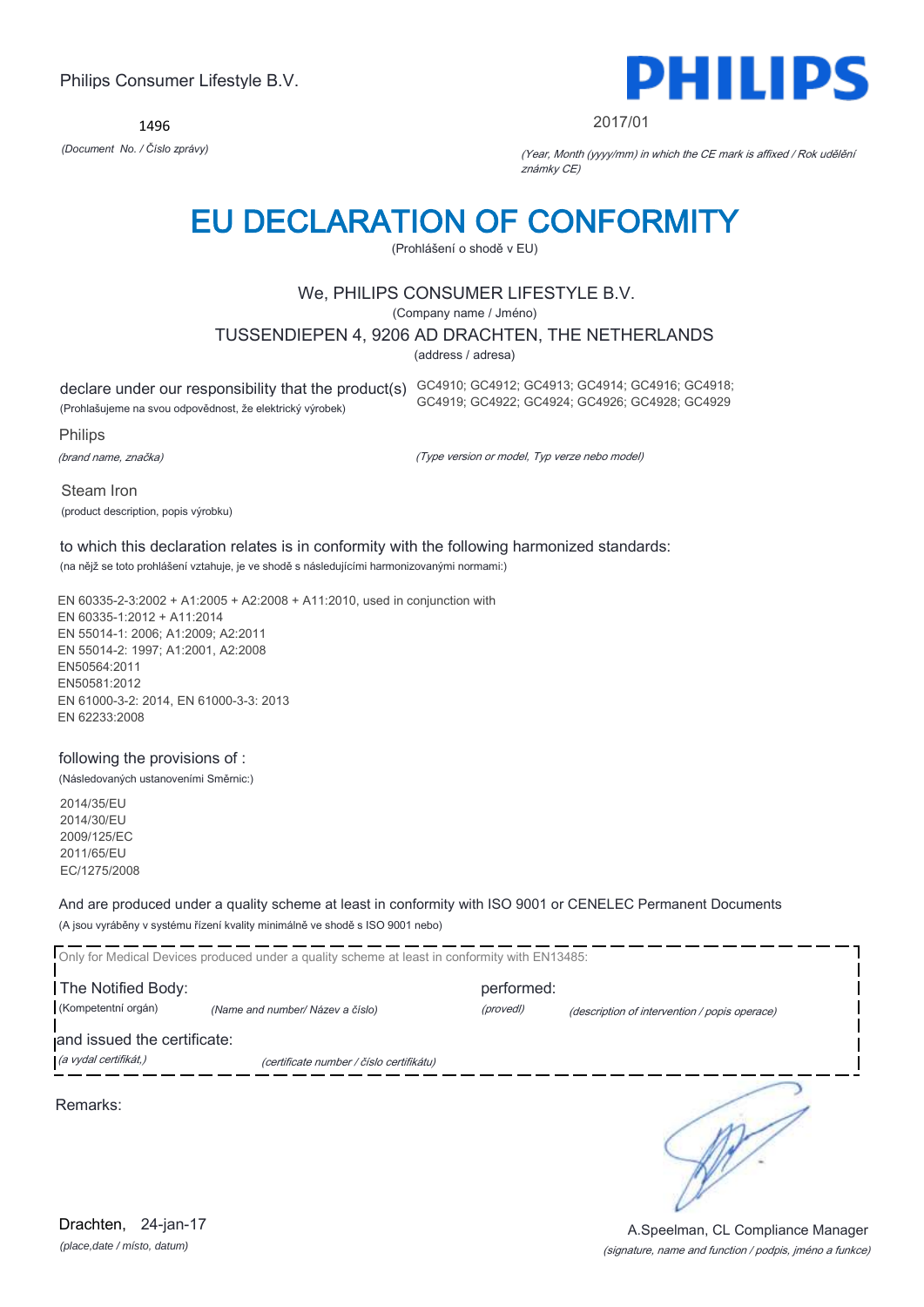Philips Consumer Lifestyle B.V.

**PHILIPS**

1496

*(Document No. / Číslo zprávy)*

2017/01

*(Year, Month (yyyy/mm) in which the CE mark is affixed / Rok udělění známky CE)*

# EU DECLARATION OF CONFORMITY

(Prohlášení o shodě v EU)

We, PHILIPS CONSUMER LIFESTYLE B.V.

(Company name / Jméno)

TUSSENDIEPEN 4, 9206 AD DRACHTEN, THE NETHERLANDS

(address / adresa)

declare under our responsibility that the product(s) GC4910; GC4912; GC4913; GC4914; GC4916; GC4918; GC4919; GC4922; GC4924; GC4926; GC4928; GC4929

(Prohlašujeme na svou odpovědnost, že elektrický výrobek)

Philips

*(brand name, značka)*

*(Type version or model, Typ verze nebo model)*

Steam Iron

(product description, popis výrobku)

to which this declaration relates is in conformity with the following harmonized standards:

(na nějž se toto prohlášení vztahuje, je ve shodě s následujícími harmonizovanými normami:)

EN 60335-2-3:2002 + A1:2005 + A2:2008 + A11:2010, used in conjunction with
EN 60335-1:2012 + A11:2014
EN 55014-1: 2006; A1:2009; A2:2011
EN 55014-2: 1997; A1:2001, A2:2008
EN50564:2011
EN50581:2012
EN 61000-3-2: 2014, EN 61000-3-3: 2013
EN 62233:2008

following the provisions of :

(Následovaných ustanoveními Směrnic:)

2014/35/EU
2014/30/EU
2009/125/EC
2011/65/EU
EC/1275/2008

And are produced under a quality scheme at least in conformity with ISO 9001 or CENELEC Permanent Documents

(A jsou vyráběny v systému řízení kvality minimálně ve shodě s ISO 9001 nebo)

Only for Medical Devices produced under a quality scheme at least in conformity with EN13485:

The Notified Body: performed:

(Kompetentní orgán) *(Name and number/ Název a číslo)* *(provedl)* *(description of intervention / popis operace)*

and issued the certificate:

*(a vydal certifikát,)* *(certificate number / číslo certifikátu)*

Remarks:

Drachten, 24-jan-17

*(place,date / místo, datum)*

A.Speelman, CL Compliance Manager

*(signature, name and function / podpis, jméno a funkce)*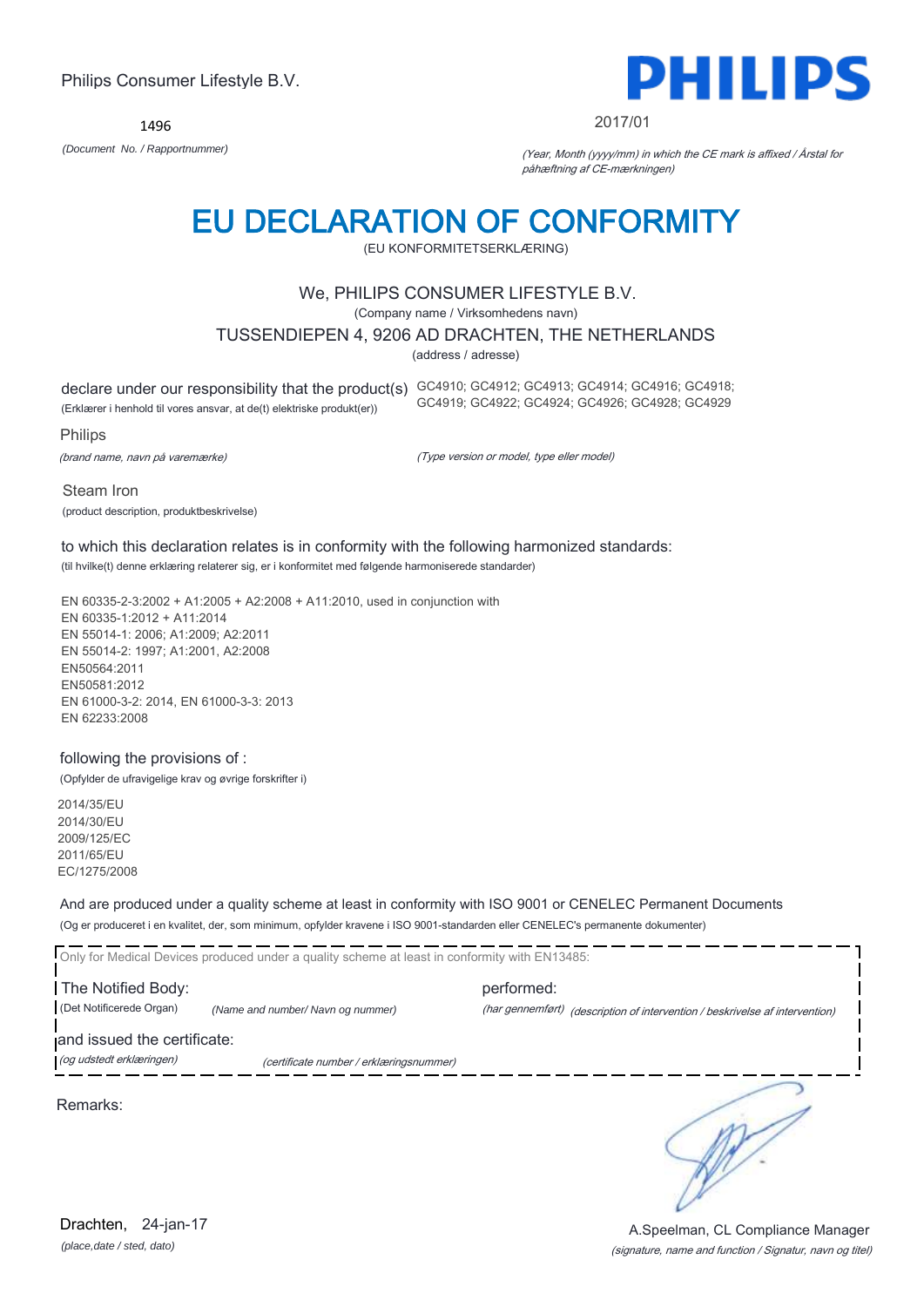Philips Consumer Lifestyle B.V.

1496

*(Document No. / Rapportnummer)*

PHILIPS

2017/01

*(Year, Month (yyyy/mm) in which the CE mark is affixed / Årstal for påhæftning af CE-mærkningen)*

# EU DECLARATION OF CONFORMITY

(EU KONFORMITETSERKLÆRING)

We, PHILIPS CONSUMER LIFESTYLE B.V.

(Company name / Virksomhedens navn)

TUSSENDIEPEN 4, 9206 AD DRACHTEN, THE NETHERLANDS

(address / adresse)

declare under our responsibility that the product(s) GC4910; GC4912; GC4913; GC4914; GC4916; GC4918; GC4919; GC4922; GC4924; GC4926; GC4928; GC4929

(Erklærer i henhold til vores ansvar, at de(t) elektriske produkt(er))

Philips

*(brand name, navn på varemærke)*

*(Type version or model, type eller model)*

Steam Iron

(product description, produktbeskrivelse)

to which this declaration relates is in conformity with the following harmonized standards:

(til hvilke(t) denne erklæring relaterer sig, er i konformitet med følgende harmoniserede standarder)

EN 60335-2-3:2002 + A1:2005 + A2:2008 + A11:2010, used in conjunction with
EN 60335-1:2012 + A11:2014
EN 55014-1: 2006; A1:2009; A2:2011
EN 55014-2: 1997; A1:2001, A2:2008
EN50564:2011
EN50581:2012
EN 61000-3-2: 2014, EN 61000-3-3: 2013
EN 62233:2008

following the provisions of :

(Opfylder de ufravigelige krav og øvrige forskrifter i)

2014/35/EU
2014/30/EU
2009/125/EC
2011/65/EU
EC/1275/2008

And are produced under a quality scheme at least in conformity with ISO 9001 or CENELEC Permanent Documents

(Og er produceret i en kvalitet, der, som minimum, opfylder kravene i ISO 9001-standarden eller CENELEC's permanente dokumenter)

Only for Medical Devices produced under a quality scheme at least in conformity with EN13485:

The Notified Body: performed:

(Det Notificerede Organ) *(Name and number/ Navn og nummer)* *(har gennemført)* *(description of intervention / beskrivelse af intervention)*

and issued the certificate:

*(og udstedt erklæringen)* *(certificate number / erklæringsnummer)*

Remarks:

Drachten, 24-jan-17

*(place,date / sted, dato)*

A.Speelman, CL Compliance Manager

*(signature, name and function / Signatur, navn og titel)*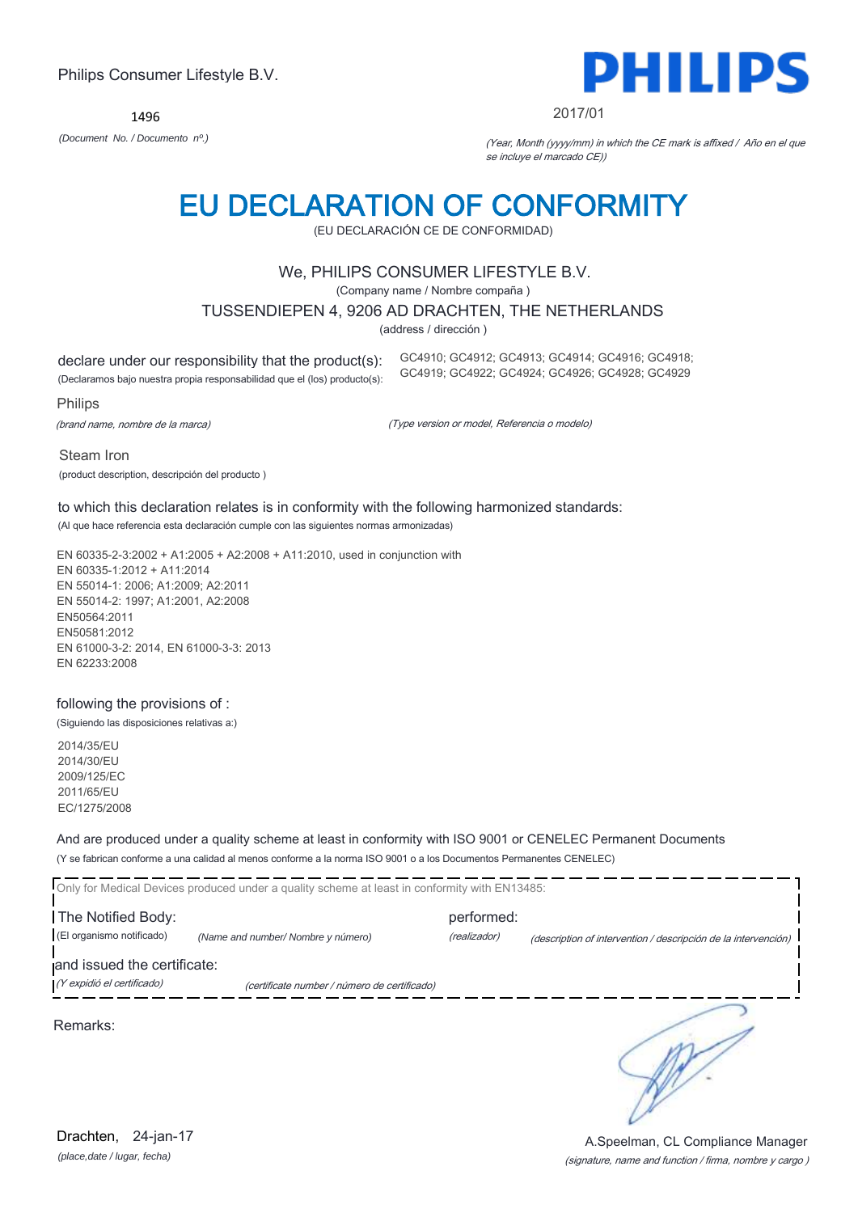Philips Consumer Lifestyle B.V.

**PHILIPS**

1496

*(Document No. / Documento nº.)*

2017/01

*(Year, Month (yyyy/mm) in which the CE mark is affixed / Año en el que se incluye el marcado CE))*

# EU DECLARATION OF CONFORMITY

(EU DECLARACIÓN CE DE CONFORMIDAD)

We, PHILIPS CONSUMER LIFESTYLE B.V.

(Company name / Nombre compaña )

TUSSENDIEPEN 4, 9206 AD DRACHTEN, THE NETHERLANDS

(address / dirección )

declare under our responsibility that the product(s):
(Declaramos bajo nuestra propia responsabilidad que el (los) producto(s):

GC4910; GC4912; GC4913; GC4914; GC4916; GC4918; GC4919; GC4922; GC4924; GC4926; GC4928; GC4929

Philips

*(brand name, nombre de la marca)*

*(Type version or model, Referencia o modelo)*

Steam Iron

(product description, descripción del producto )

to which this declaration relates is in conformity with the following harmonized standards:

(Al que hace referencia esta declaración cumple con las siguientes normas armonizadas)

EN 60335-2-3:2002 + A1:2005 + A2:2008 + A11:2010, used in conjunction with
EN 60335-1:2012 + A11:2014
EN 55014-1: 2006; A1:2009; A2:2011
EN 55014-2: 1997; A1:2001, A2:2008
EN50564:2011
EN50581:2012
EN 61000-3-2: 2014, EN 61000-3-3: 2013
EN 62233:2008

following the provisions of :

(Siguiendo las disposiciones relativas a:)

2014/35/EU
2014/30/EU
2009/125/EC
2011/65/EU
EC/1275/2008

And are produced under a quality scheme at least in conformity with ISO 9001 or CENELEC Permanent Documents

(Y se fabrican conforme a una calidad al menos conforme a la norma ISO 9001 o a los Documentos Permanentes CENELEC)

Only for Medical Devices produced under a quality scheme at least in conformity with EN13485:

The Notified Body: (El organismo notificado) *(Name and number/ Nombre y número)* performed: *(realizador)* *(description of intervention / descripción de la intervención)*

and issued the certificate: *(Y expidió el certificado)* *(certificate number / número de certificado)*

Remarks:

Drachten, 24-jan-17

*(place,date / lugar, fecha)*

A.Speelman, CL Compliance Manager

*(signature, name and function / firma, nombre y cargo )*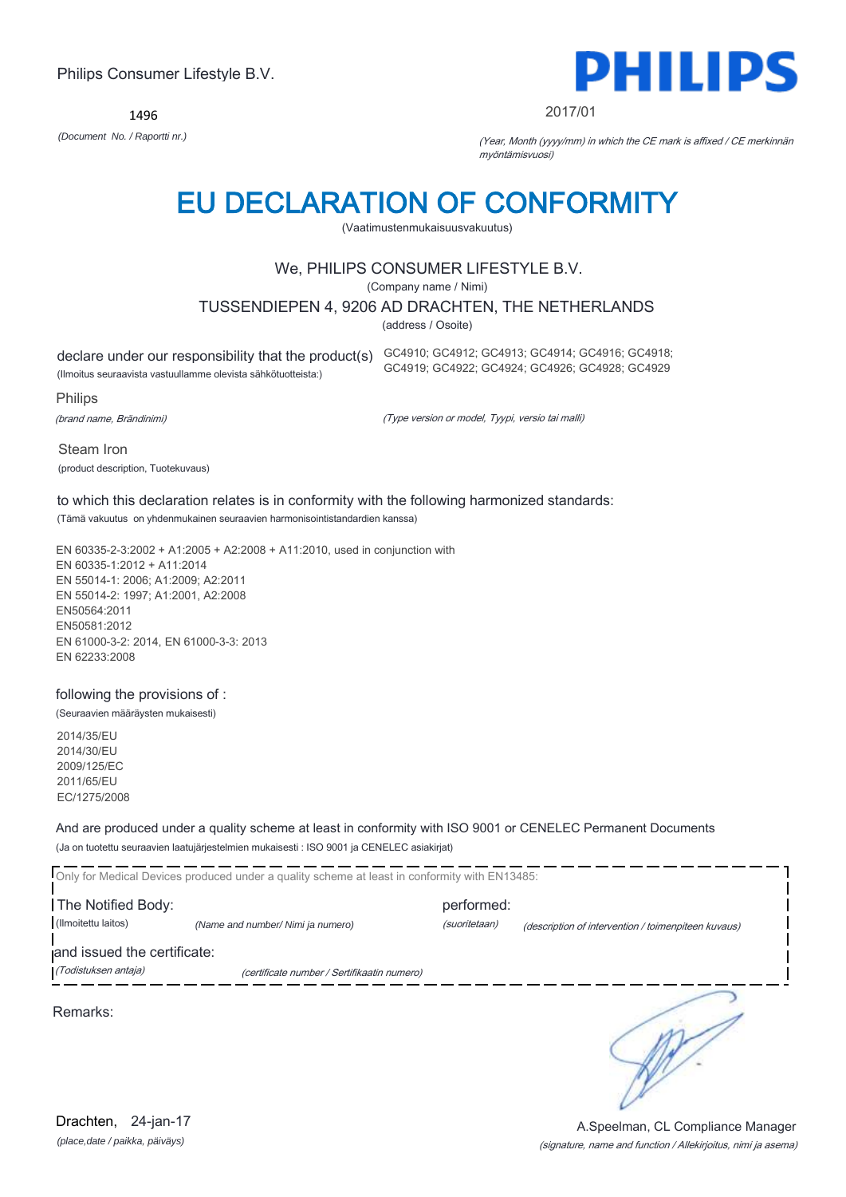Philips Consumer Lifestyle B.V.

1496

*(Document No. / Raportti nr.)*

2017/01

*(Year, Month (yyyy/mm) in which the CE mark is affixed / CE merkinnän myöntämisvuosi)*

# EU DECLARATION OF CONFORMITY

(Vaatimustenmukaisuusvakuutus)

We, PHILIPS CONSUMER LIFESTYLE B.V.

(Company name / Nimi)

TUSSENDIEPEN 4, 9206 AD DRACHTEN, THE NETHERLANDS

(address / Osoite)

declare under our responsibility that the product(s)
(Ilmoitus seuraavista vastuullamme olevista sähkötuotteista:)

GC4910; GC4912; GC4913; GC4914; GC4916; GC4918; GC4919; GC4922; GC4924; GC4926; GC4928; GC4929

*(Type version or model, Tyypi, versio tai malli)*

Philips

*(brand name, Brändinimi)*

Steam Iron

(product description, Tuotekuvaus)

to which this declaration relates is in conformity with the following harmonized standards:
(Tämä vakuutus on yhdenmukainen seuraavien harmonisointistandardien kanssa)

EN 60335-2-3:2002 + A1:2005 + A2:2008 + A11:2010, used in conjunction with
EN 60335-1:2012 + A11:2014
EN 55014-1: 2006; A1:2009; A2:2011
EN 55014-2: 1997; A1:2001, A2:2008
EN50564:2011
EN50581:2012
EN 61000-3-2: 2014, EN 61000-3-3: 2013
EN 62233:2008

following the provisions of :
(Seuraavien määräysten mukaisesti)

2014/35/EU
2014/30/EU
2009/125/EC
2011/65/EU
EC/1275/2008

And are produced under a quality scheme at least in conformity with ISO 9001 or CENELEC Permanent Documents
(Ja on tuotettu seuraavien laatujärjestelmien mukaisesti : ISO 9001 ja CENELEC asiakirjat)

Only for Medical Devices produced under a quality scheme at least in conformity with EN13485:

The Notified Body: (Ilmoitettu laitos) *(Name and number/ Nimi ja numero)*

performed: *(suoritetaan)* *(description of intervention / toimenpiteen kuvaus)*

and issued the certificate: *(Todistuksen antaja)* *(certificate number / Sertifikaatin numero)*

Remarks:

Drachten, 24-jan-17
*(place,date / paikka, päiväys)*

A.Speelman, CL Compliance Manager
*(signature, name and function / Allekirjoitus, nimi ja asema)*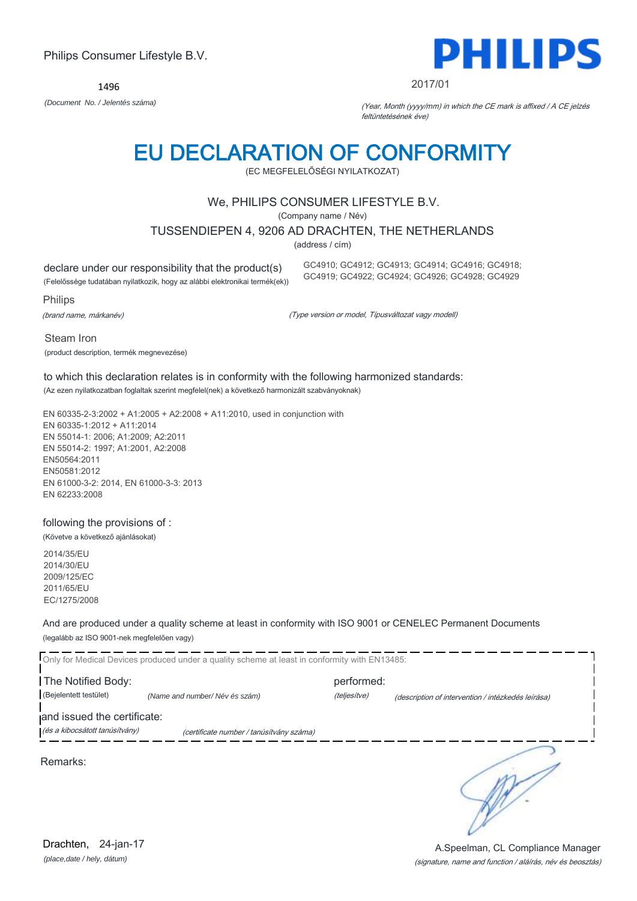Philips Consumer Lifestyle B.V.

**PHILIPS**

1496

*(Document No. / Jelentés száma)*

2017/01

*(Year, Month (yyyy/mm) in which the CE mark is affixed / A CE jelzés feltüntetésének éve)*

# EU DECLARATION OF CONFORMITY

(EC MEGFELELŐSÉGI NYILATKOZAT)

We, PHILIPS CONSUMER LIFESTYLE B.V.

(Company name / Név)

TUSSENDIEPEN 4, 9206 AD DRACHTEN, THE NETHERLANDS

(address / cím)

declare under our responsibility that the product(s)
(Felelőssége tudatában nyilatkozik, hogy az alábbi elektronikai termék(ek))

GC4910; GC4912; GC4913; GC4914; GC4916; GC4918; GC4919; GC4922; GC4924; GC4926; GC4928; GC4929

Philips

*(brand name, márkanév)*

*(Type version or model, Típusváltozat vagy modell)*

Steam Iron

(product description, termék megnevezése)

to which this declaration relates is in conformity with the following harmonized standards:
(Az ezen nyilatkozatban foglaltak szerint megfelel(nek) a következő harmonizált szabványoknak)

EN 60335-2-3:2002 + A1:2005 + A2:2008 + A11:2010, used in conjunction with
EN 60335-1:2012 + A11:2014
EN 55014-1: 2006; A1:2009; A2:2011
EN 55014-2: 1997; A1:2001, A2:2008
EN50564:2011
EN50581:2012
EN 61000-3-2: 2014, EN 61000-3-3: 2013
EN 62233:2008

following the provisions of :
(Követve a következő ajánlásokat)

2014/35/EU
2014/30/EU
2009/125/EC
2011/65/EU
EC/1275/2008

And are produced under a quality scheme at least in conformity with ISO 9001 or CENELEC Permanent Documents
(legalább az ISO 9001-nek megfelelően vagy)

Only for Medical Devices produced under a quality scheme at least in conformity with EN13485:

The Notified Body: (Bejelentett testület) *(Name and number/ Név és szám)* performed: *(teljesítve)* *(description of intervention / intézkedés leírása)*

and issued the certificate: *(és a kibocsátott tanúsítvány)* *(certificate number / tanúsítvány száma)*

Remarks:

Drachten, 24-jan-17

*(place,date / hely, dátum)*

A.Speelman, CL Compliance Manager

*(signature, name and function / aláírás, név és beosztás)*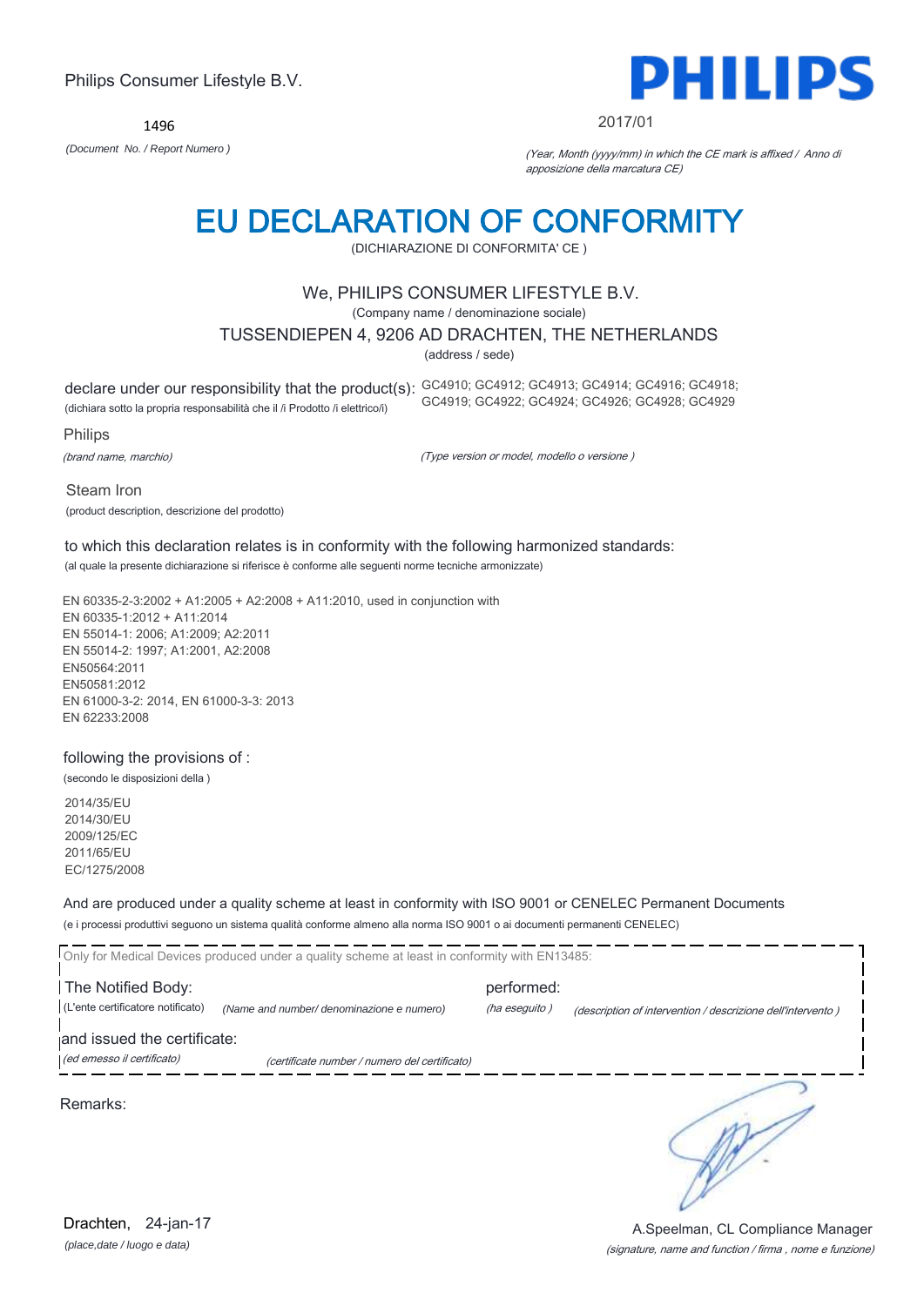Philips Consumer Lifestyle B.V.

**PHILIPS**

1496

*(Document No. / Report Numero )*

2017/01

*(Year, Month (yyyy/mm) in which the CE mark is affixed / Anno di apposizione della marcatura CE)*

# EU DECLARATION OF CONFORMITY

(DICHIARAZIONE DI CONFORMITA' CE )

We, PHILIPS CONSUMER LIFESTYLE B.V.

(Company name / denominazione sociale)

TUSSENDIEPEN 4, 9206 AD DRACHTEN, THE NETHERLANDS

(address / sede)

declare under our responsibility that the product(s): GC4910; GC4912; GC4913; GC4914; GC4916; GC4918; GC4919; GC4922; GC4924; GC4926; GC4928; GC4929

(dichiara sotto la propria responsabilità che il /i Prodotto /i elettrico/i)

Philips

*(brand name, marchio)*

*(Type version or model, modello o versione )*

Steam Iron

(product description, descrizione del prodotto)

to which this declaration relates is in conformity with the following harmonized standards:

(al quale la presente dichiarazione si riferisce è conforme alle seguenti norme tecniche armonizzate)

EN 60335-2-3:2002 + A1:2005 + A2:2008 + A11:2010, used in conjunction with
EN 60335-1:2012 + A11:2014
EN 55014-1: 2006; A1:2009; A2:2011
EN 55014-2: 1997; A1:2001, A2:2008
EN50564:2011
EN50581:2012
EN 61000-3-2: 2014, EN 61000-3-3: 2013
EN 62233:2008

following the provisions of :

(secondo le disposizioni della )

2014/35/EU
2014/30/EU
2009/125/EC
2011/65/EU
EC/1275/2008

And are produced under a quality scheme at least in conformity with ISO 9001 or CENELEC Permanent Documents

(e i processi produttivi seguono un sistema qualità conforme almeno alla norma ISO 9001 o ai documenti permanenti CENELEC)

Only for Medical Devices produced under a quality scheme at least in conformity with EN13485:

The Notified Body: performed:

(L'ente certificatore notificato) *(Name and number/ denominazione e numero)* *(ha eseguito )* *(description of intervention / descrizione dell'intervento )*

and issued the certificate:

*(ed emesso il certificato)* *(certificate number / numero del certificato)*

Remarks:

Drachten, 24-jan-17

*(place,date / luogo e data)*

A.Speelman, CL Compliance Manager

*(signature, name and function / firma , nome e funzione)*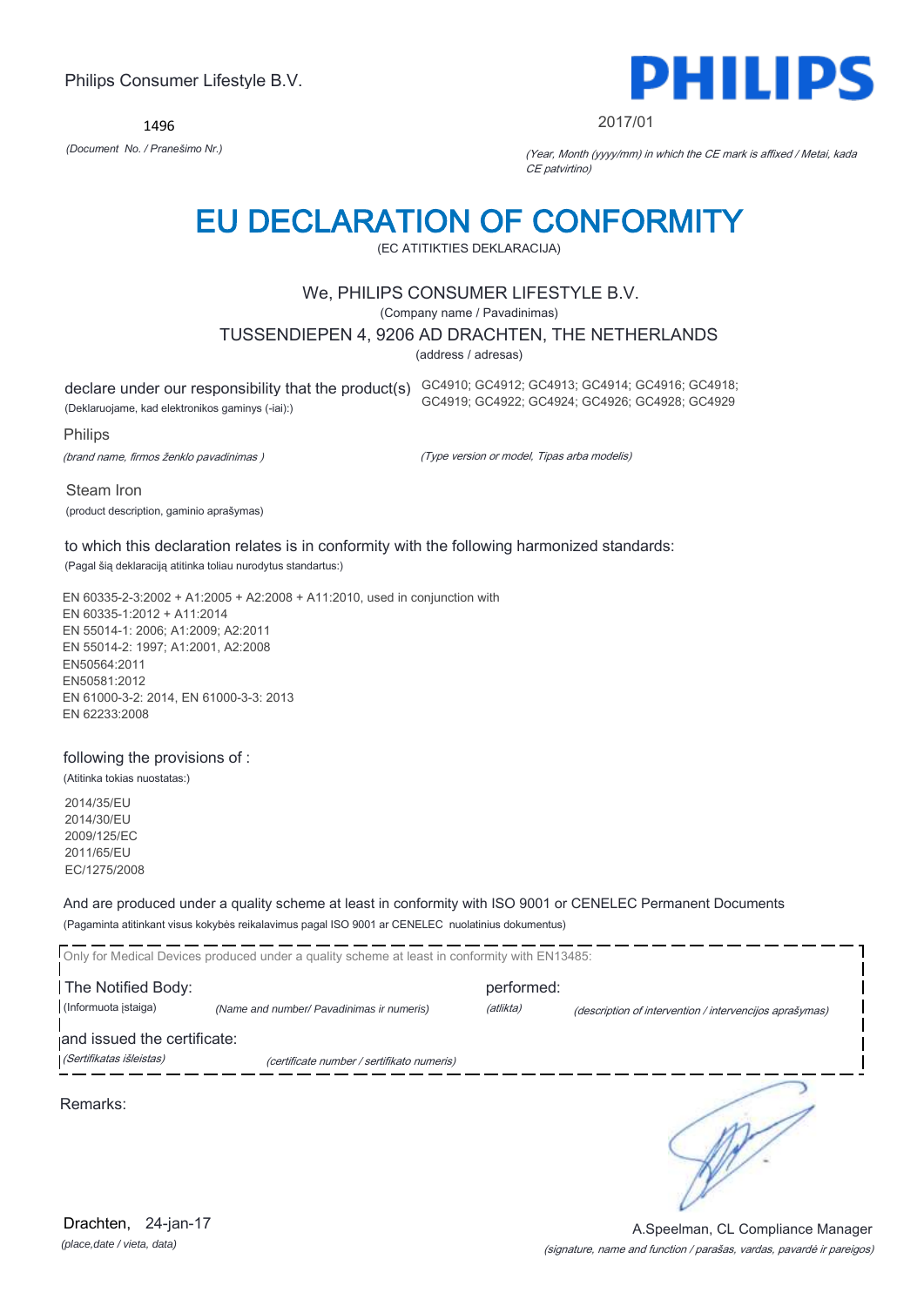Philips Consumer Lifestyle B.V.

1496

*(Document No. / Pranešimo Nr.)*

2017/01

*(Year, Month (yyyy/mm) in which the CE mark is affixed / Metai, kada CE patvirtino)*

# EU DECLARATION OF CONFORMITY

(EC ATITIKTIES DEKLARACIJA)

We, PHILIPS CONSUMER LIFESTYLE B.V.

(Company name / Pavadinimas)

TUSSENDIEPEN 4, 9206 AD DRACHTEN, THE NETHERLANDS

(address / adresas)

declare under our responsibility that the product(s) GC4910; GC4912; GC4913; GC4914; GC4916; GC4918; GC4919; GC4922; GC4924; GC4926; GC4928; GC4929

(Deklaruojame, kad elektronikos gaminys (-iai):)

Philips

*(brand name, firmos ženklo pavadinimas )*

*(Type version or model, Tipas arba modelis)*

Steam Iron

(product description, gaminio aprašymas)

to which this declaration relates is in conformity with the following harmonized standards:

(Pagal šią deklaraciją atitinka toliau nurodytus standartus:)

EN 60335-2-3:2002 + A1:2005 + A2:2008 + A11:2010, used in conjunction with
EN 60335-1:2012 + A11:2014
EN 55014-1: 2006; A1:2009; A2:2011
EN 55014-2: 1997; A1:2001, A2:2008
EN50564:2011
EN50581:2012
EN 61000-3-2: 2014, EN 61000-3-3: 2013
EN 62233:2008

following the provisions of :

(Atitinka tokias nuostatas:)

2014/35/EU
2014/30/EU
2009/125/EC
2011/65/EU
EC/1275/2008

And are produced under a quality scheme at least in conformity with ISO 9001 or CENELEC Permanent Documents

(Pagaminta atitinkant visus kokybės reikalavimus pagal ISO 9001 ar CENELEC nuolatinius dokumentus)

Only for Medical Devices produced under a quality scheme at least in conformity with EN13485:

The Notified Body: performed:

(Informuota įstaiga) *(Name and number/ Pavadinimas ir numeris)* *(atlikta)* *(description of intervention / intervencijos aprašymas)*

and issued the certificate:

*(Sertifikatas išleistas)* *(certificate number / sertifikato numeris)*

Remarks:

Drachten, 24-jan-17

*(place,date / vieta, data)*

A.Speelman, CL Compliance Manager

*(signature, name and function / parašas, vardas, pavardė ir pareigos)*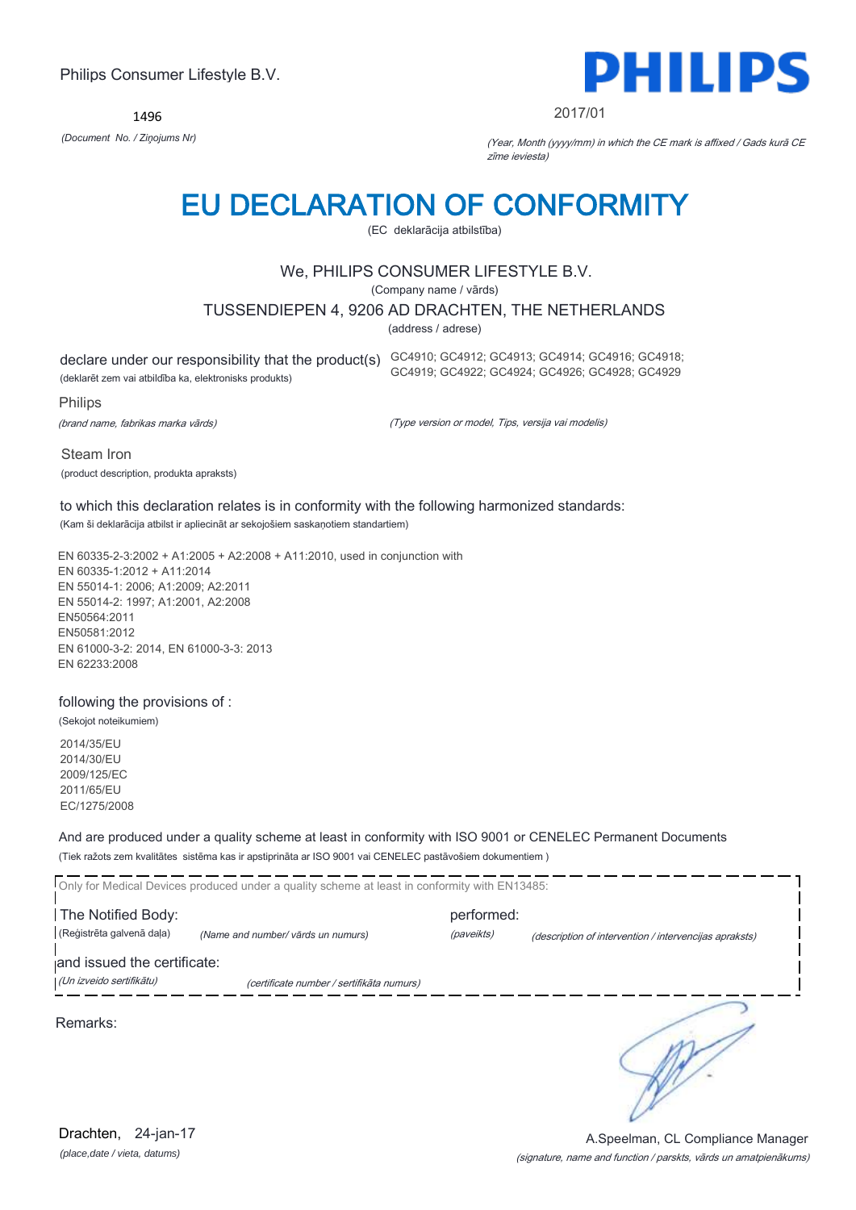Philips Consumer Lifestyle B.V.

1496

*(Document No. / Ziņojums Nr)*

PHILIPS

2017/01

*(Year, Month (yyyy/mm) in which the CE mark is affixed / Gads kurā CE zīme ieviesta)*

# EU DECLARATION OF CONFORMITY

(EC deklarācija atbilstība)

We, PHILIPS CONSUMER LIFESTYLE B.V.

(Company name / vārds)

TUSSENDIEPEN 4, 9206 AD DRACHTEN, THE NETHERLANDS

(address / adrese)

declare under our responsibility that the product(s)
(deklarēt zem vai atbildība ka, elektronisks produkts)

GC4910; GC4912; GC4913; GC4914; GC4916; GC4918; GC4919; GC4922; GC4924; GC4926; GC4928; GC4929

Philips

*(brand name, fabrikas marka vārds)*

*(Type version or model, Tips, versija vai modelis)*

Steam Iron

(product description, produkta apraksts)

to which this declaration relates is in conformity with the following harmonized standards:
(Kam šī deklarācija atbilst ir apliecināt ar sekojošiem saskaņotiem standartiem)

EN 60335-2-3:2002 + A1:2005 + A2:2008 + A11:2010, used in conjunction with
EN 60335-1:2012 + A11:2014
EN 55014-1: 2006; A1:2009; A2:2011
EN 55014-2: 1997; A1:2001, A2:2008
EN50564:2011
EN50581:2012
EN 61000-3-2: 2014, EN 61000-3-3: 2013
EN 62233:2008

following the provisions of :
(Sekojot noteikumiem)

2014/35/EU
2014/30/EU
2009/125/EC
2011/65/EU
EC/1275/2008

And are produced under a quality scheme at least in conformity with ISO 9001 or CENELEC Permanent Documents
(Tiek ražots zem kvalitātes sistēma kas ir apstiprināta ar ISO 9001 vai CENELEC pastāvošiem dokumentiem )

Only for Medical Devices produced under a quality scheme at least in conformity with EN13485:

The Notified Body: (Reģistrēta galvenā daļa) *(Name and number/ vārds un numurs)*

performed: *(paveikts)* *(description of intervention / intervencijas apraksts)*

and issued the certificate: *(Un izveido sertifikātu)* *(certificate number / sertifikāta numurs)*

Remarks:

Drachten, 24-jan-17
*(place,date / vieta, datums)*

A.Speelman, CL Compliance Manager
*(signature, name and function / parskts, vārds un amatpienākums)*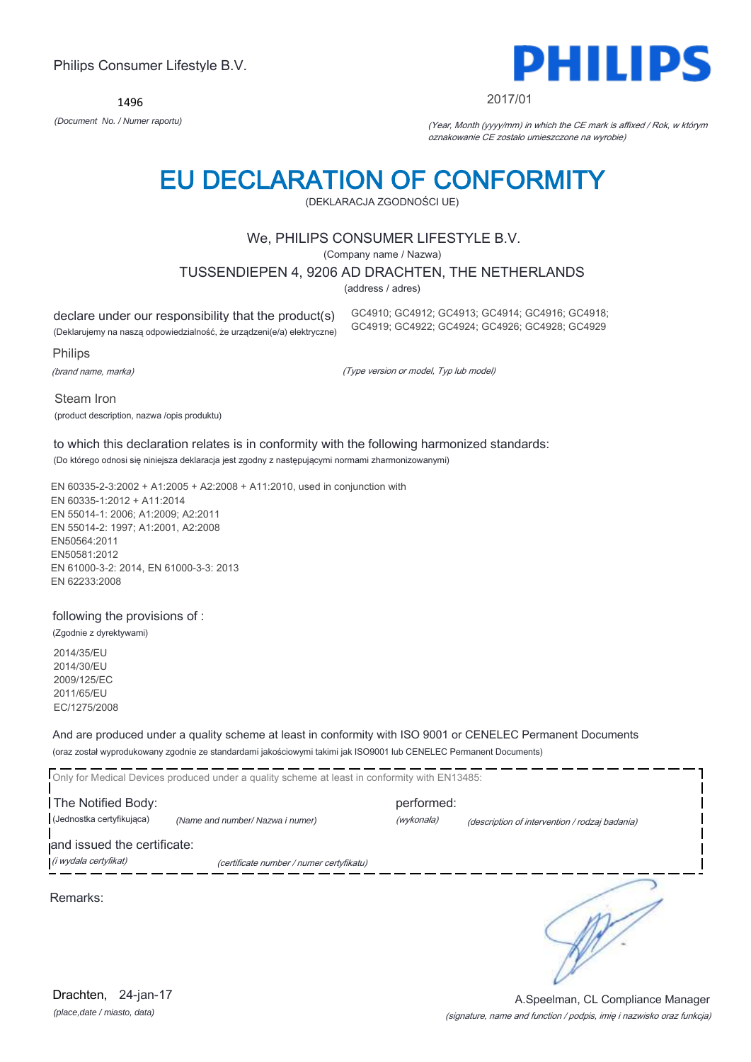Philips Consumer Lifestyle B.V.

1496

*(Document No. / Numer raportu)*

2017/01

*(Year, Month (yyyy/mm) in which the CE mark is affixed / Rok, w którym oznakowanie CE zostało umieszczone na wyrobie)*

# EU DECLARATION OF CONFORMITY

(DEKLARACJA ZGODNOŚCI UE)

We, PHILIPS CONSUMER LIFESTYLE B.V.

(Company name / Nazwa)

TUSSENDIEPEN 4, 9206 AD DRACHTEN, THE NETHERLANDS

(address / adres)

declare under our responsibility that the product(s)
(Deklarujemy na naszą odpowiedzialność, że urządzeni(e/a) elektryczne)

GC4910; GC4912; GC4913; GC4914; GC4916; GC4918; GC4919; GC4922; GC4924; GC4926; GC4928; GC4929

Philips

*(brand name, marka)*

*(Type version or model, Typ lub model)*

Steam Iron

(product description, nazwa /opis produktu)

to which this declaration relates is in conformity with the following harmonized standards:

(Do którego odnosi się niniejsza deklaracja jest zgodny z następującymi normami zharmonizowanymi)

EN 60335-2-3:2002 + A1:2005 + A2:2008 + A11:2010, used in conjunction with
EN 60335-1:2012 + A11:2014
EN 55014-1: 2006; A1:2009; A2:2011
EN 55014-2: 1997; A1:2001, A2:2008
EN50564:2011
EN50581:2012
EN 61000-3-2: 2014, EN 61000-3-3: 2013
EN 62233:2008

following the provisions of :

(Zgodnie z dyrektywami)

2014/35/EU
2014/30/EU
2009/125/EC
2011/65/EU
EC/1275/2008

And are produced under a quality scheme at least in conformity with ISO 9001 or CENELEC Permanent Documents

(oraz został wyprodukowany zgodnie ze standardami jakościowymi takimi jak ISO9001 lub CENELEC Permanent Documents)

Only for Medical Devices produced under a quality scheme at least in conformity with EN13485:

The Notified Body: (Jednostka certyfikująca) *(Name and number/ Nazwa i numer)*

performed: *(wykonała)* *(description of intervention / rodzaj badania)*

and issued the certificate: *(i wydała certyfikat)* *(certificate number / numer certyfikatu)*

Remarks:

Drachten, 24-jan-17

*(place,date / miasto, data)*

A.Speelman, CL Compliance Manager

*(signature, name and function / podpis, imię i nazwisko oraz funkcja)*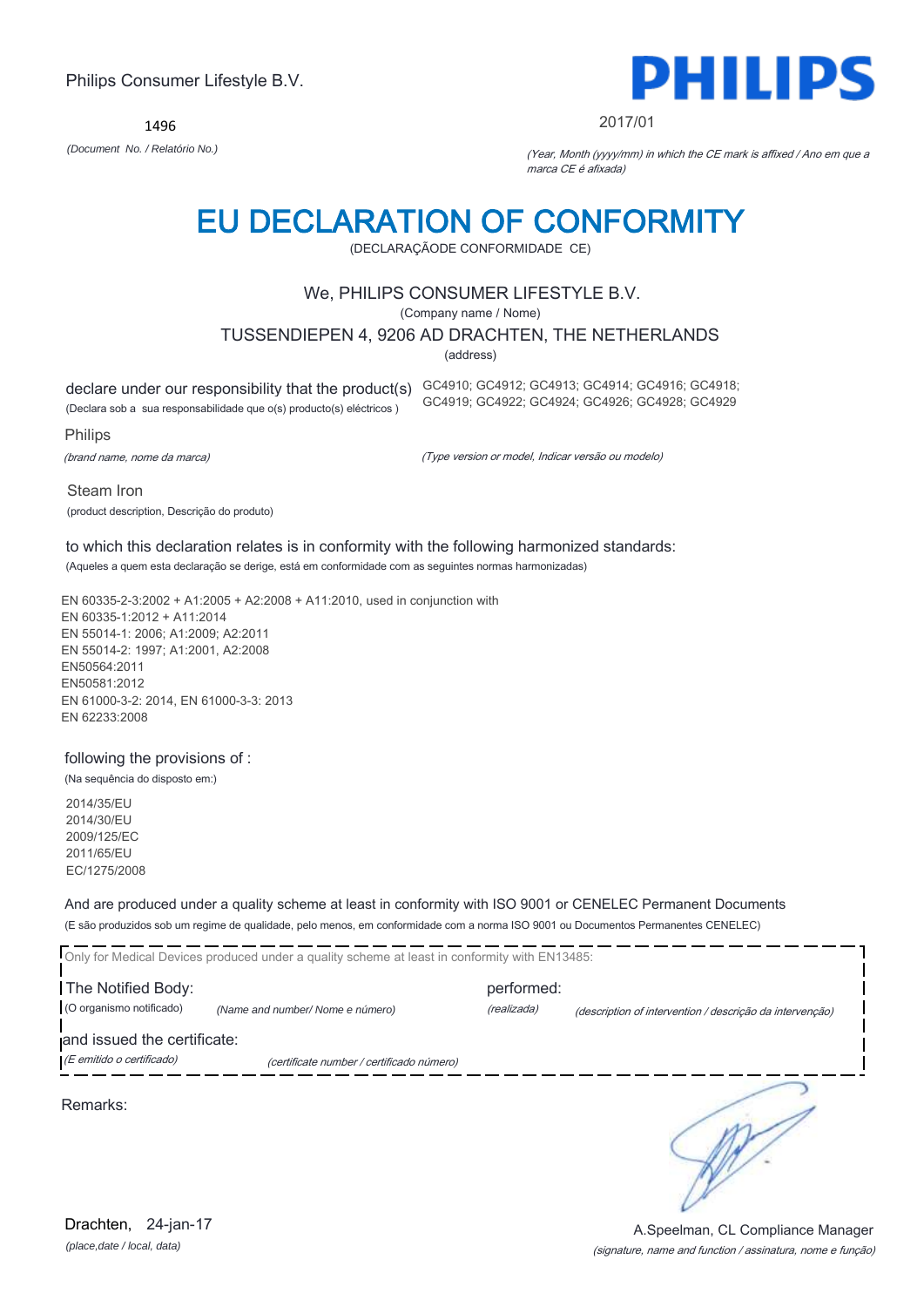Philips Consumer Lifestyle B.V.

1496

*(Document No. / Relatório No.)*

PHILIPS

2017/01

*(Year, Month (yyyy/mm) in which the CE mark is affixed / Ano em que a marca CE é afixada)*

# EU DECLARATION OF CONFORMITY

(DECLARAÇÃODE CONFORMIDADE CE)

We, PHILIPS CONSUMER LIFESTYLE B.V.

(Company name / Nome)

TUSSENDIEPEN 4, 9206 AD DRACHTEN, THE NETHERLANDS

(address)

declare under our responsibility that the product(s)
(Declara sob a sua responsabilidade que o(s) producto(s) eléctricos )

GC4910; GC4912; GC4913; GC4914; GC4916; GC4918; GC4919; GC4922; GC4924; GC4926; GC4928; GC4929

Philips

*(brand name, nome da marca)*

*(Type version or model, Indicar versão ou modelo)*

Steam Iron

(product description, Descrição do produto)

to which this declaration relates is in conformity with the following harmonized standards:

(Aqueles a quem esta declaração se derige, está em conformidade com as seguintes normas harmonizadas)

EN 60335-2-3:2002 + A1:2005 + A2:2008 + A11:2010, used in conjunction with
EN 60335-1:2012 + A11:2014
EN 55014-1: 2006; A1:2009; A2:2011
EN 55014-2: 1997; A1:2001, A2:2008
EN50564:2011
EN50581:2012
EN 61000-3-2: 2014, EN 61000-3-3: 2013
EN 62233:2008

following the provisions of :

(Na sequência do disposto em:)

2014/35/EU
2014/30/EU
2009/125/EC
2011/65/EU
EC/1275/2008

And are produced under a quality scheme at least in conformity with ISO 9001 or CENELEC Permanent Documents

(E são produzidos sob um regime de qualidade, pelo menos, em conformidade com a norma ISO 9001 ou Documentos Permanentes CENELEC)

Only for Medical Devices produced under a quality scheme at least in conformity with EN13485:

The Notified Body: (O organismo notificado) *(Name and number/ Nome e número)*

performed: *(realizada)* *(description of intervention / descrição da intervenção)*

and issued the certificate: *(E emitido o certificado)* *(certificate number / certificado número)*

Remarks:

Drachten, 24-jan-17

*(place,date / local, data)*

A.Speelman, CL Compliance Manager

*(signature, name and function / assinatura, nome e função)*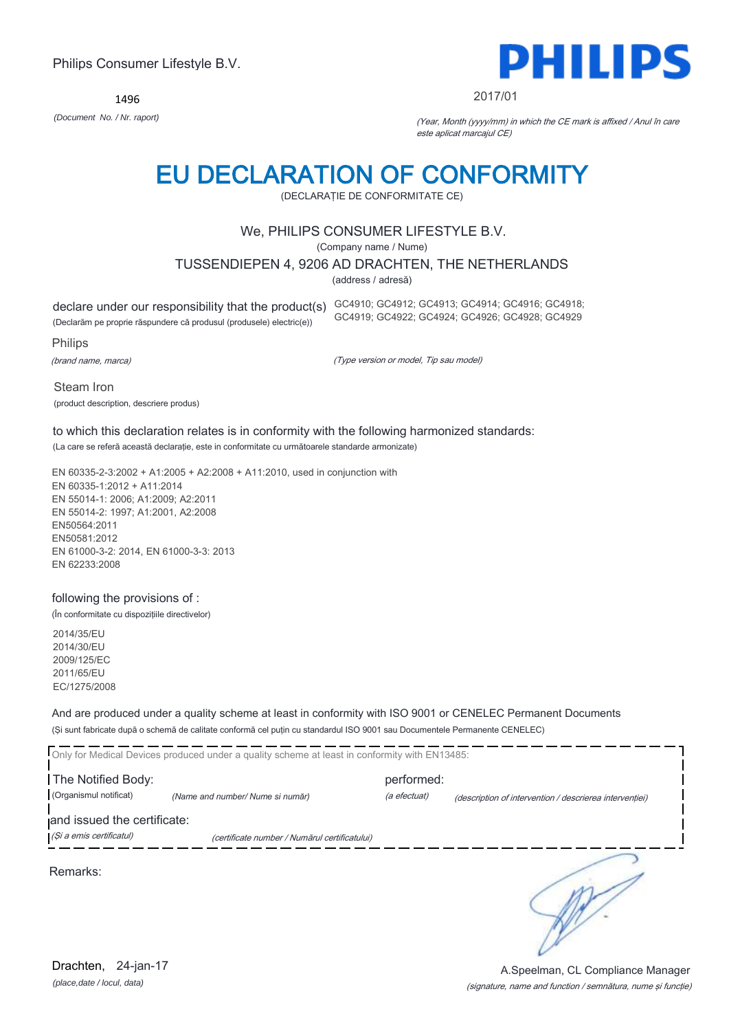Philips Consumer Lifestyle B.V.

1496

*(Document No. / Nr. raport)*

PHILIPS

2017/01

*(Year, Month (yyyy/mm) in which the CE mark is affixed / Anul în care este aplicat marcajul CE)*

# EU DECLARATION OF CONFORMITY

(DECLARAȚIE DE CONFORMITATE CE)

We, PHILIPS CONSUMER LIFESTYLE B.V.

(Company name / Nume)

TUSSENDIEPEN 4, 9206 AD DRACHTEN, THE NETHERLANDS

(address / adresă)

declare under our responsibility that the product(s)
(Declarăm pe proprie răspundere că produsul (produsele) electric(e))

GC4910; GC4912; GC4913; GC4914; GC4916; GC4918; GC4919; GC4922; GC4924; GC4926; GC4928; GC4929

Philips

*(brand name, marca)*

*(Type version or model, Tip sau model)*

Steam Iron

(product description, descriere produs)

to which this declaration relates is in conformity with the following harmonized standards:
(La care se referă această declarație, este in conformitate cu următoarele standarde armonizate)

EN 60335-2-3:2002 + A1:2005 + A2:2008 + A11:2010, used in conjunction with
EN 60335-1:2012 + A11:2014
EN 55014-1: 2006; A1:2009; A2:2011
EN 55014-2: 1997; A1:2001, A2:2008
EN50564:2011
EN50581:2012
EN 61000-3-2: 2014, EN 61000-3-3: 2013
EN 62233:2008

following the provisions of :
(În conformitate cu dispozițiile directivelor)

2014/35/EU
2014/30/EU
2009/125/EC
2011/65/EU
EC/1275/2008

And are produced under a quality scheme at least in conformity with ISO 9001 or CENELEC Permanent Documents
(Și sunt fabricate după o schemă de calitate conformă cel puțin cu standardul ISO 9001 sau Documentele Permanente CENELEC)

Only for Medical Devices produced under a quality scheme at least in conformity with EN13485:

The Notified Body: (Organismul notificat) *(Name and number/ Nume si număr)*

performed: *(a efectuat)* *(description of intervention / descrierea intervenției)*

and issued the certificate: *(Și a emis certificatul)* *(certificate number / Numărul certificatului)*

Remarks:

Drachten, 24-jan-17

*(place,date / locul, data)*

A.Speelman, CL Compliance Manager

*(signature, name and function / semnătura, nume și funcție)*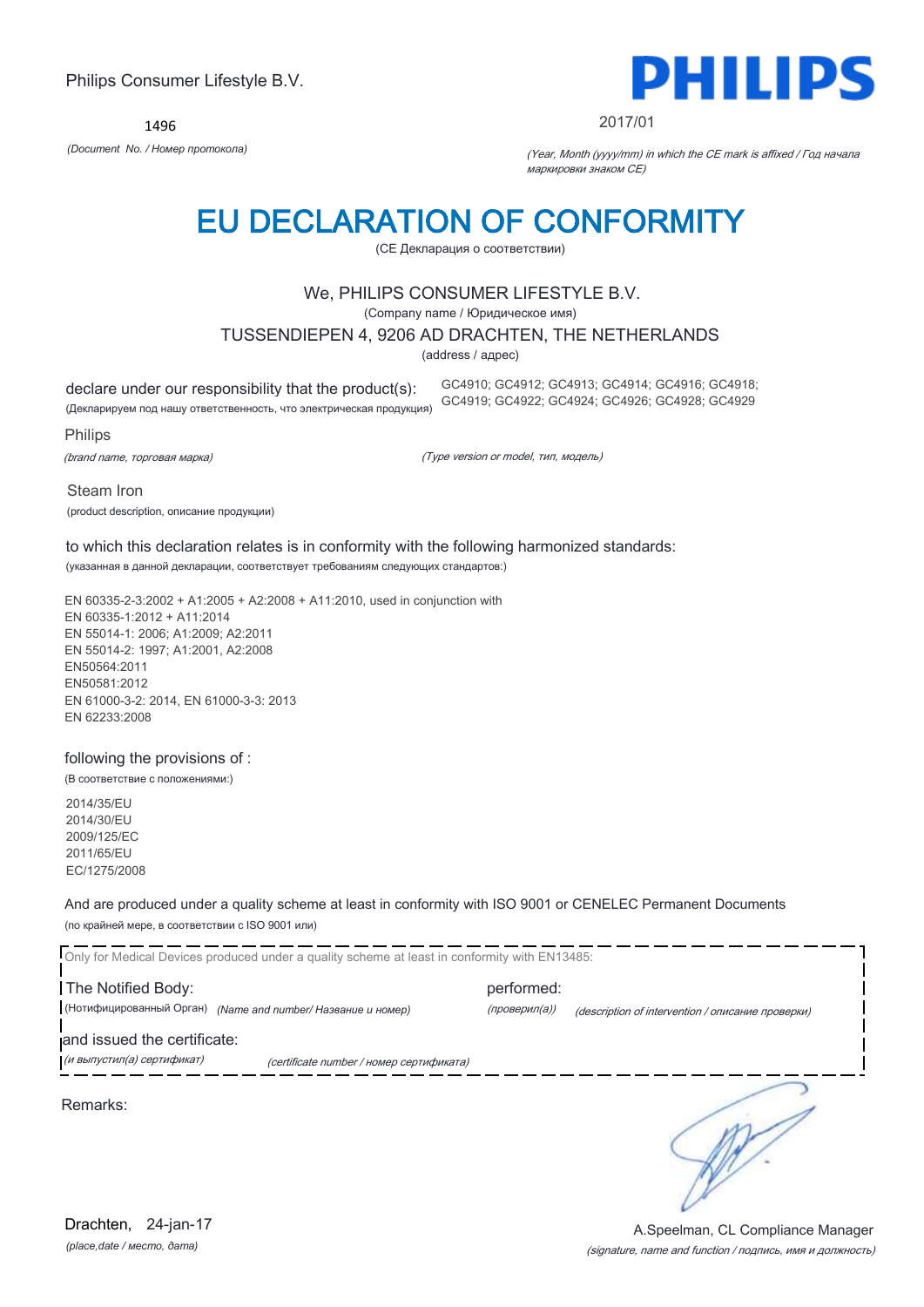Philips Consumer Lifestyle B.V.

1496

*(Document No. / Номер протокола)*

**PHILIPS**

2017/01

*(Year, Month (yyyy/mm) in which the CE mark is affixed / Год начала маркировки знаком CE)*

# EU DECLARATION OF CONFORMITY

(CE Декларация о соответствии)

We, PHILIPS CONSUMER LIFESTYLE B.V.

(Company name / Юридическое имя)

TUSSENDIEPEN 4, 9206 AD DRACHTEN, THE NETHERLANDS

(address / адрес)

declare under our responsibility that the product(s):
(Декларируем под нашу ответственность, что электрическая продукция)

GC4910; GC4912; GC4913; GC4914; GC4916; GC4918; GC4919; GC4922; GC4924; GC4926; GC4928; GC4929

Philips

*(brand name, торговая марка)*

*(Type version or model, тип, модель)*

Steam Iron

(product description, описание продукции)

to which this declaration relates is in conformity with the following harmonized standards:
(указанная в данной декларации, соответствует требованиям следующих стандартов:)

EN 60335-2-3:2002 + A1:2005 + A2:2008 + A11:2010, used in conjunction with
EN 60335-1:2012 + A11:2014
EN 55014-1: 2006; A1:2009; A2:2011
EN 55014-2: 1997; A1:2001, A2:2008
EN50564:2011
EN50581:2012
EN 61000-3-2: 2014, EN 61000-3-3: 2013
EN 62233:2008

following the provisions of :
(В соответствие с положениями:)

2014/35/EU
2014/30/EU
2009/125/EC
2011/65/EU
EC/1275/2008

And are produced under a quality scheme at least in conformity with ISO 9001 or CENELEC Permanent Documents
(по крайней мере, в соответствии с ISO 9001 или)

Only for Medical Devices produced under a quality scheme at least in conformity with EN13485:

The Notified Body: performed:
(Нотифицированный Орган) *(Name and number/ Название и номер)* *(проверил(а))* *(description of intervention / описание проверки)*

and issued the certificate:
*(и выпустил(а) сертификат)* *(certificate number / номер сертификата)*

Remarks:

Drachten, 24-jan-17
*(place,date / место, дата)*

A.Speelman, CL Compliance Manager
*(signature, name and function / подпись, имя и должность)*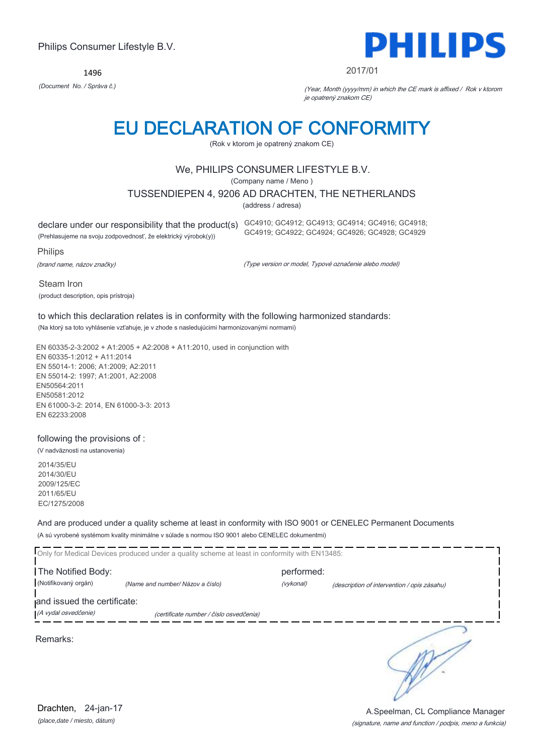Philips Consumer Lifestyle B.V.

1496

*(Document No. / Správa č.)*

PHILIPS

2017/01

*(Year, Month (yyyy/mm) in which the CE mark is affixed / Rok v ktorom je opatrený znakom CE)*

# EU DECLARATION OF CONFORMITY

(Rok v ktorom je opatrený znakom CE)

We, PHILIPS CONSUMER LIFESTYLE B.V.

(Company name / Meno )

TUSSENDIEPEN 4, 9206 AD DRACHTEN, THE NETHERLANDS

(address / adresa)

declare under our responsibility that the product(s) GC4910; GC4912; GC4913; GC4914; GC4916; GC4918; GC4919; GC4922; GC4924; GC4926; GC4928; GC4929

(Prehlasujeme na svoju zodpovednosť, že elektrický výrobok(y))

Philips

*(brand name, názov značky)*

*(Type version or model, Typové označenie alebo model)*

Steam Iron

(product description, opis prístroja)

to which this declaration relates is in conformity with the following harmonized standards:

(Na ktorý sa toto vyhlásenie vzťahuje, je v zhode s nasledujúcimi harmonizovanými normami)

EN 60335-2-3:2002 + A1:2005 + A2:2008 + A11:2010, used in conjunction with
EN 60335-1:2012 + A11:2014
EN 55014-1: 2006; A1:2009; A2:2011
EN 55014-2: 1997; A1:2001, A2:2008
EN50564:2011
EN50581:2012
EN 61000-3-2: 2014, EN 61000-3-3: 2013
EN 62233:2008

following the provisions of :

(V nadväznosti na ustanovenia)

2014/35/EU
2014/30/EU
2009/125/EC
2011/65/EU
EC/1275/2008

And are produced under a quality scheme at least in conformity with ISO 9001 or CENELEC Permanent Documents

(A sú vyrobené systémom kvality minimálne v súlade s normou ISO 9001 alebo CENELEC dokumentmi)

Only for Medical Devices produced under a quality scheme at least in conformity with EN13485:

The Notified Body: performed:

(Notifikovaný orgán) *(Name and number/ Názov a číslo)* *(vykonal)* *(description of intervention / opis zásahu)*

and issued the certificate:

*(A vydal osvedčenie)* *(certificate number / číslo osvedčenia)*

Remarks:

Drachten, 24-jan-17

*(place,date / miesto, dátum)*

A.Speelman, CL Compliance Manager

*(signature, name and function / podpis, meno a funkcia)*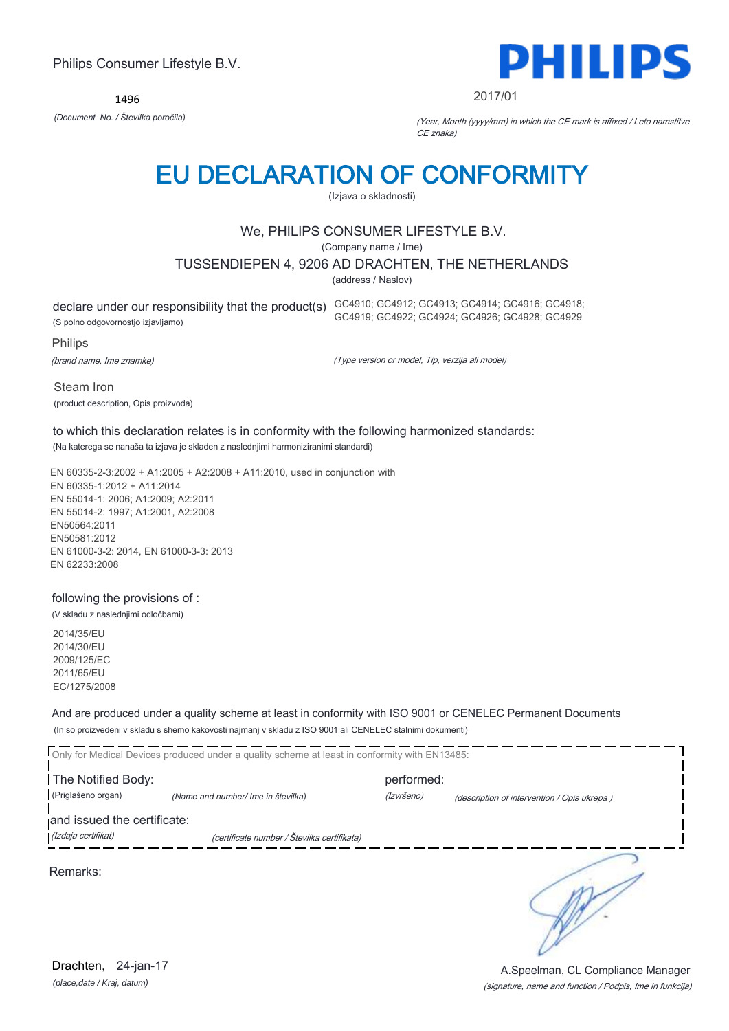Philips Consumer Lifestyle B.V.

**PHILIPS**

1496

*(Document No. / Številka poročila)*

2017/01

*(Year, Month (yyyy/mm) in which the CE mark is affixed / Leto namstitve CE znaka)*

# EU DECLARATION OF CONFORMITY

(Izjava o skladnosti)

We, PHILIPS CONSUMER LIFESTYLE B.V.

(Company name / Ime)

TUSSENDIEPEN 4, 9206 AD DRACHTEN, THE NETHERLANDS

(address / Naslov)

declare under our responsibility that the product(s) GC4910; GC4912; GC4913; GC4914; GC4916; GC4918; GC4919; GC4922; GC4924; GC4926; GC4928; GC4929

(S polno odgovornostjo izjavljamo)

Philips

*(brand name, Ime znamke)*

*(Type version or model, Tip, verzija ali model)*

Steam Iron

(product description, Opis proizvoda)

to which this declaration relates is in conformity with the following harmonized standards:

(Na katerega se nanaša ta izjava je skladen z naslednjimi harmoniziranimi standardi)

EN 60335-2-3:2002 + A1:2005 + A2:2008 + A11:2010, used in conjunction with
EN 60335-1:2012 + A11:2014
EN 55014-1: 2006; A1:2009; A2:2011
EN 55014-2: 1997; A1:2001, A2:2008
EN50564:2011
EN50581:2012
EN 61000-3-2: 2014, EN 61000-3-3: 2013
EN 62233:2008

following the provisions of :

(V skladu z naslednjimi odločbami)

2014/35/EU
2014/30/EU
2009/125/EC
2011/65/EU
EC/1275/2008

And are produced under a quality scheme at least in conformity with ISO 9001 or CENELEC Permanent Documents

(In so proizvedeni v skladu s shemo kakovosti najmanj v skladu z ISO 9001 ali CENELEC stalnimi dokumenti)

Only for Medical Devices produced under a quality scheme at least in conformity with EN13485:

The Notified Body: performed:

(Priglašeno organ) *(Name and number/ Ime in številka)* *(Izvršeno)* *(description of intervention / Opis ukrepa )*

and issued the certificate:

*(Izdaja certifikat)* *(certificate number / Številka certifikata)*

Remarks:

Drachten, 24-jan-17

*(place,date / Kraj, datum)*

A.Speelman, CL Compliance Manager

*(signature, name and function / Podpis, Ime in funkcija)*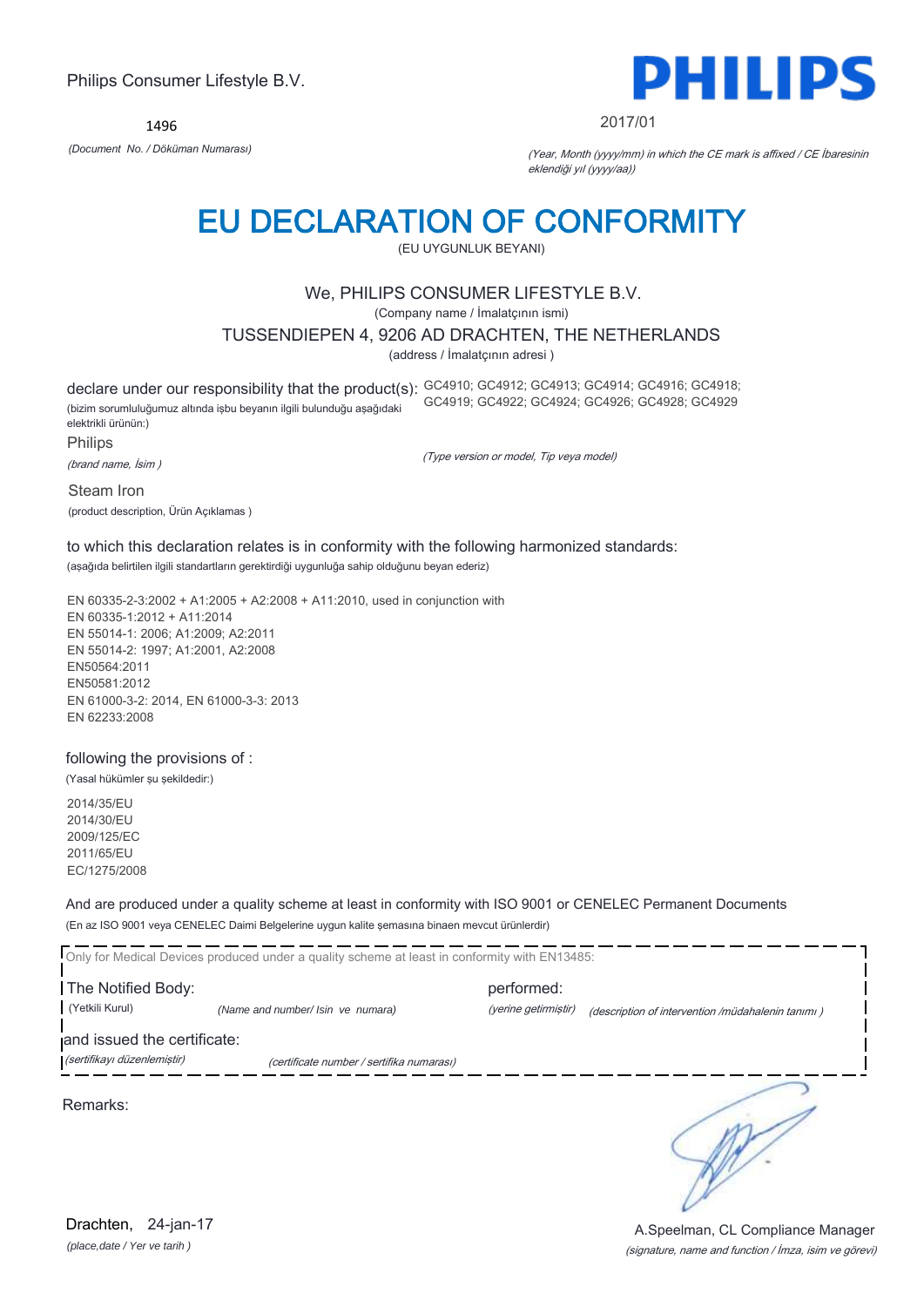Philips Consumer Lifestyle B.V.

1496

*(Document No. / Döküman Numarası)*

PHILIPS

2017/01

*(Year, Month (yyyy/mm) in which the CE mark is affixed / CE İbaresinin eklendiği yıl (yyyy/aa))*

# EU DECLARATION OF CONFORMITY

(EU UYGUNLUK BEYANI)

We, PHILIPS CONSUMER LIFESTYLE B.V.

(Company name / İmalatçının ismi)

TUSSENDIEPEN 4, 9206 AD DRACHTEN, THE NETHERLANDS

(address / İmalatçının adresi )

declare under our responsibility that the product(s): GC4910; GC4912; GC4913; GC4914; GC4916; GC4918; GC4919; GC4922; GC4924; GC4926; GC4928; GC4929

(bizim sorumluluğumuz altında işbu beyanın ilgili bulunduğu aşağıdaki elektrikli ürünün:)

*(Type version or model, Tip veya model)*

Philips

*(brand name, İsim )*

Steam Iron

(product description, Ürün Açıklamas )

to which this declaration relates is in conformity with the following harmonized standards:

(aşağıda belirtilen ilgili standartların gerektirdiği uygunluğa sahip olduğunu beyan ederiz)

EN 60335-2-3:2002 + A1:2005 + A2:2008 + A11:2010, used in conjunction with
EN 60335-1:2012 + A11:2014
EN 55014-1: 2006; A1:2009; A2:2011
EN 55014-2: 1997; A1:2001, A2:2008
EN50564:2011
EN50581:2012
EN 61000-3-2: 2014, EN 61000-3-3: 2013
EN 62233:2008

following the provisions of :

(Yasal hükümler şu şekildedir:)

2014/35/EU
2014/30/EU
2009/125/EC
2011/65/EU
EC/1275/2008

And are produced under a quality scheme at least in conformity with ISO 9001 or CENELEC Permanent Documents

(En az ISO 9001 veya CENELEC Daimi Belgelerine uygun kalite şemasına binaen mevcut ürünlerdir)

Only for Medical Devices produced under a quality scheme at least in conformity with EN13485:

The Notified Body: (Yetkili Kurul) *(Name and number/ Isin ve numara)*

performed: *(yerine getirmiştir)* *(description of intervention /müdahalenin tanımı )*

and issued the certificate: *(sertifikayı düzenlemiştir)* *(certificate number / sertifika numarası)*

Remarks:

Drachten, 24-jan-17

*(place,date / Yer ve tarih )*

A.Speelman, CL Compliance Manager

*(signature, name and function / İmza, isim ve görevi)*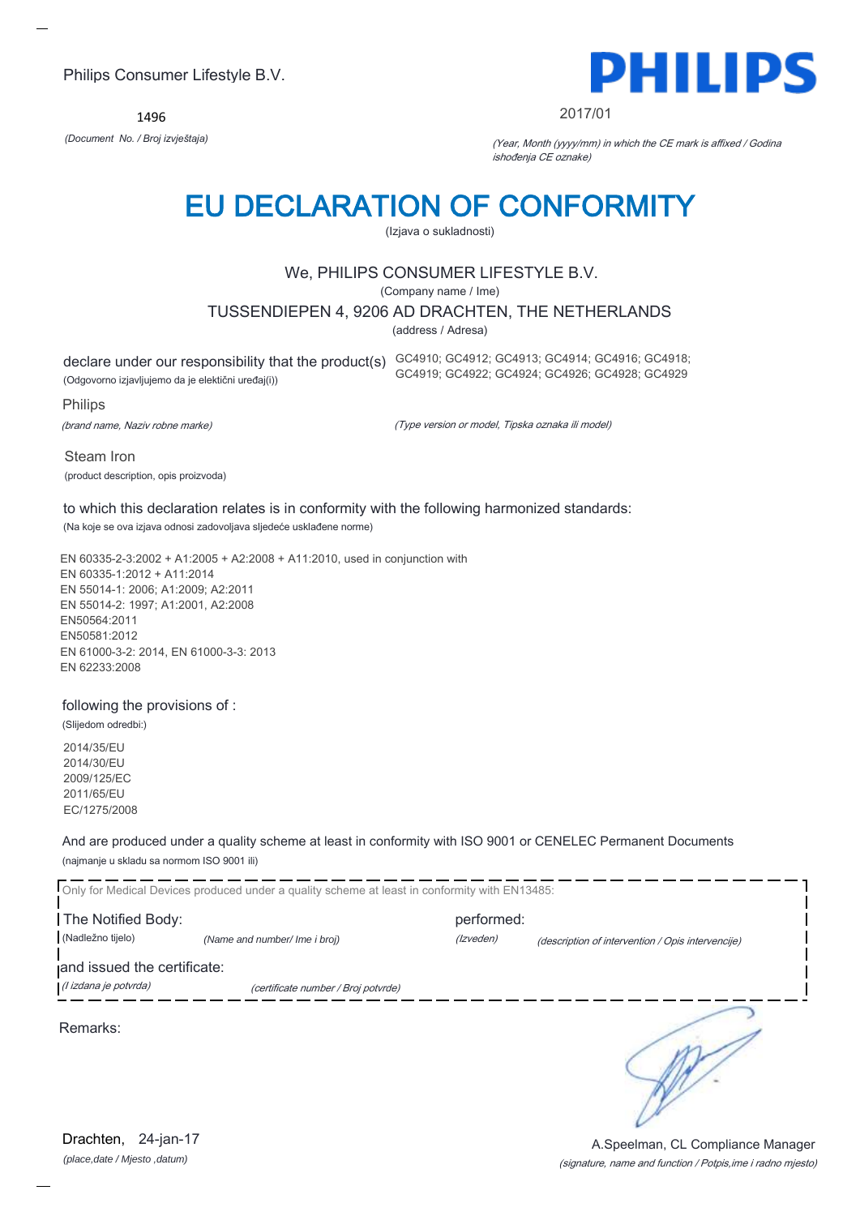Philips Consumer Lifestyle B.V.

**PHILIPS**

1496

*(Document No. / Broj izvještaja)*

2017/01

*(Year, Month (yyyy/mm) in which the CE mark is affixed / Godina ishođenja CE oznake)*

# EU DECLARATION OF CONFORMITY

(Izjava o sukladnosti)

We, PHILIPS CONSUMER LIFESTYLE B.V.

(Company name / Ime)

TUSSENDIEPEN 4, 9206 AD DRACHTEN, THE NETHERLANDS

(address / Adresa)

declare under our responsibility that the product(s) GC4910; GC4912; GC4913; GC4914; GC4916; GC4918; GC4919; GC4922; GC4924; GC4926; GC4928; GC4929

(Odgovorno izjavljujemo da je električni uređaj(i))

Philips

*(brand name, Naziv robne marke)*

*(Type version or model, Tipska oznaka ili model)*

Steam Iron

(product description, opis proizvoda)

to which this declaration relates is in conformity with the following harmonized standards:

(Na koje se ova izjava odnosi zadovoljava sljedeće usklađene norme)

EN 60335-2-3:2002 + A1:2005 + A2:2008 + A11:2010, used in conjunction with
EN 60335-1:2012 + A11:2014
EN 55014-1: 2006; A1:2009; A2:2011
EN 55014-2: 1997; A1:2001, A2:2008
EN50564:2011
EN50581:2012
EN 61000-3-2: 2014, EN 61000-3-3: 2013
EN 62233:2008

following the provisions of :

(Slijedom odredbi:)

2014/35/EU
2014/30/EU
2009/125/EC
2011/65/EU
EC/1275/2008

And are produced under a quality scheme at least in conformity with ISO 9001 or CENELEC Permanent Documents

(najmanje u skladu sa normom ISO 9001 ili)

Only for Medical Devices produced under a quality scheme at least in conformity with EN13485:

The Notified Body: (Nadležno tijelo) *(Name and number/ Ime i broj)*

performed: *(Izveden)* *(description of intervention / Opis intervencije)*

and issued the certificate: *(I izdana je potvrda)* *(certificate number / Broj potvrde)*

Remarks:

Drachten, 24-jan-17

*(place,date / Mjesto ,datum)*

A.Speelman, CL Compliance Manager

*(signature, name and function / Potpis,ime i radno mjesto)*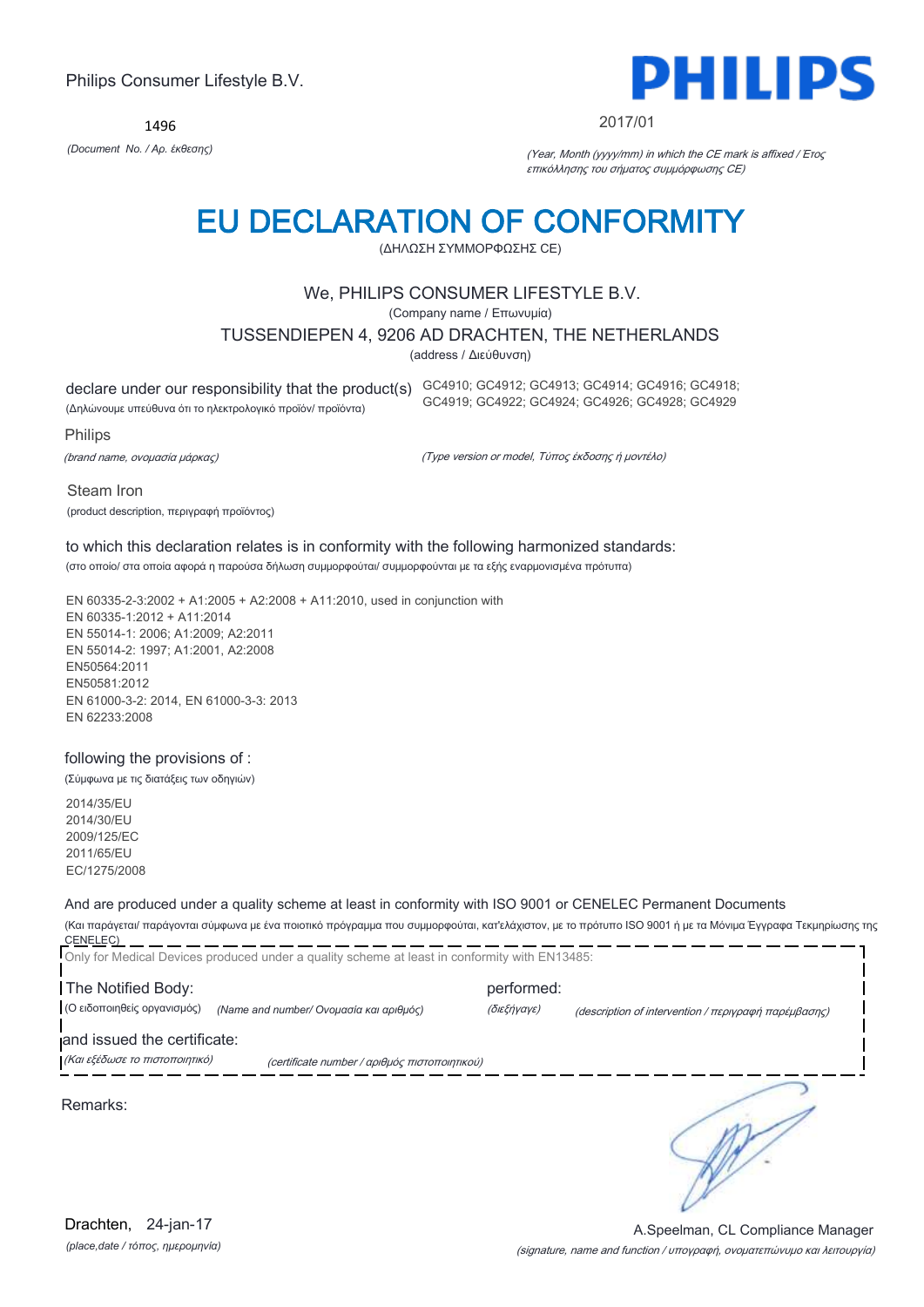Philips Consumer Lifestyle B.V.

1496

*(Document No. / Αρ. έκθεσης)*

PHILIPS

2017/01

*(Year, Month (yyyy/mm) in which the CE mark is affixed / Έτος επικόλλησης του σήματος συμμόρφωσης CE)*

# EU DECLARATION OF CONFORMITY

(ΔΗΛΩΣΗ ΣΥΜΜΟΡΦΩΣΗΣ CE)

We, PHILIPS CONSUMER LIFESTYLE B.V.

(Company name / Επωνυμία)

TUSSENDIEPEN 4, 9206 AD DRACHTEN, THE NETHERLANDS

(address / Διεύθυνση)

declare under our responsibility that the product(s) GC4910; GC4912; GC4913; GC4914; GC4916; GC4918; GC4919; GC4922; GC4924; GC4926; GC4928; GC4929

(Δηλώνουμε υπεύθυνα ότι το ηλεκτρολογικό προϊόν/ προϊόντα)

Philips

*(brand name, ονομασία μάρκας)* *(Type version or model, Τύπος έκδοσης ή μοντέλο)*

Steam Iron

(product description, περιγραφή προϊόντος)

to which this declaration relates is in conformity with the following harmonized standards:

(στο οποίο/ στα οποία αφορά η παρούσα δήλωση συμμορφούται/ συμμορφούνται με τα εξής εναρμονισμένα πρότυπα)

EN 60335-2-3:2002 + A1:2005 + A2:2008 + A11:2010, used in conjunction with
EN 60335-1:2012 + A11:2014
EN 55014-1: 2006; A1:2009; A2:2011
EN 55014-2: 1997; A1:2001, A2:2008
EN50564:2011
EN50581:2012
EN 61000-3-2: 2014, EN 61000-3-3: 2013
EN 62233:2008

following the provisions of :

(Σύμφωνα με τις διατάξεις των οδηγιών)

2014/35/EU
2014/30/EU
2009/125/EC
2011/65/EU
EC/1275/2008

And are produced under a quality scheme at least in conformity with ISO 9001 or CENELEC Permanent Documents

(Και παράγεται/ παράγονται σύμφωνα με ένα ποιοτικό πρόγραμμα που συμμορφούται, κατ'ελάχιστον, με το πρότυπο ISO 9001 ή με τα Μόνιμα Έγγραφα Τεκμηρίωσης της CENELEC)

Only for Medical Devices produced under a quality scheme at least in conformity with EN13485:

The Notified Body: performed:

(Ο ειδοποιηθείς οργανισμός) *(Name and number/ Ονομασία και αριθμός)* *(διεξήγαγε)* *(description of intervention / περιγραφή παρέμβασης)*

and issued the certificate:

*(Και εξέδωσε το πιστοποιητικό)* *(certificate number / αριθμός πιστοποιητικού)*

Remarks:

Drachten, 24-jan-17

*(place,date / τόπος, ημερομηνία)*

A.Speelman, CL Compliance Manager

*(signature, name and function / υπογραφή, ονοματεπώνυμο και λειτουργία)*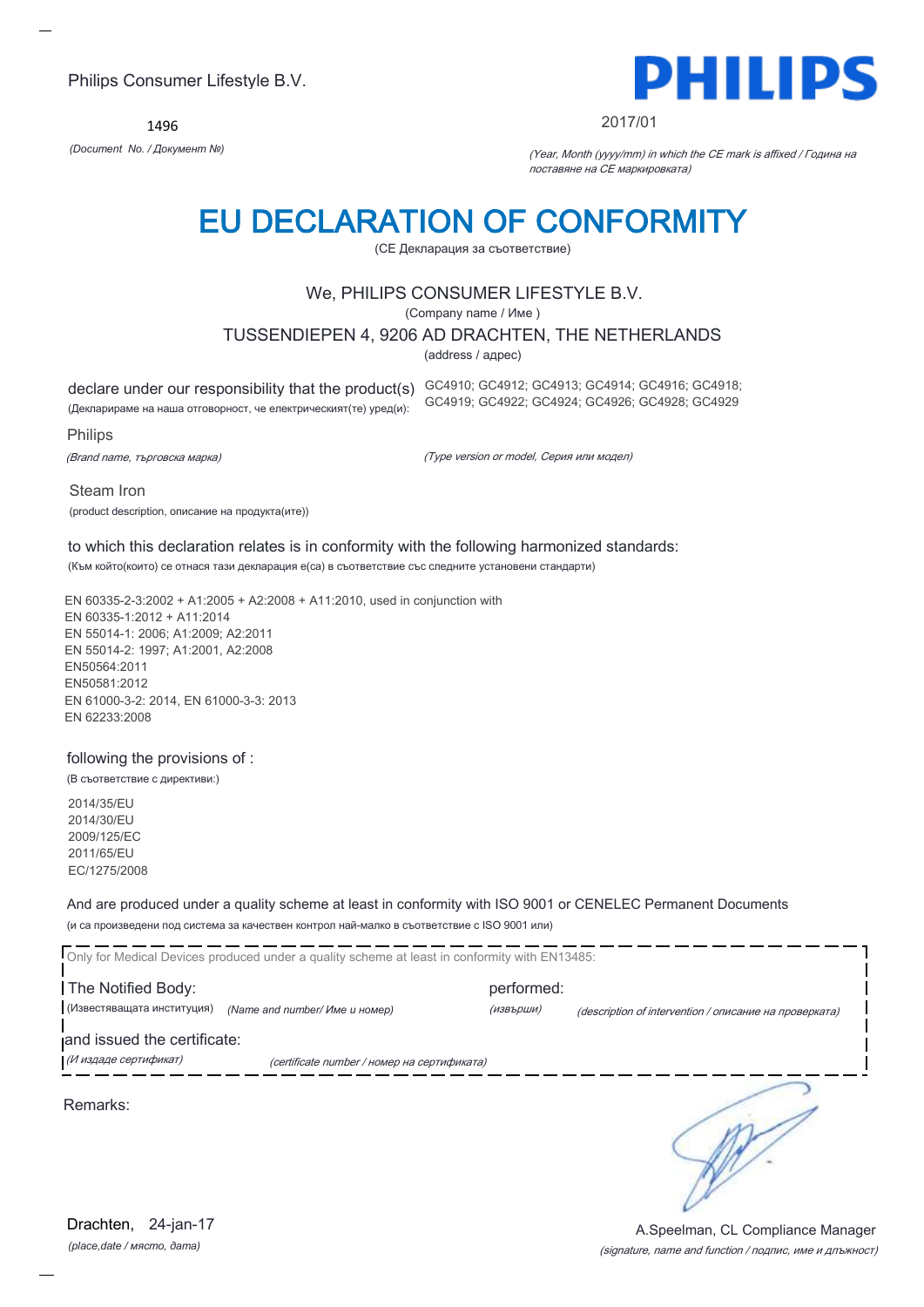Philips Consumer Lifestyle B.V.

PHILIPS

1496

*(Document No. / Документ №)*

2017/01

*(Year, Month (yyyy/mm) in which the CE mark is affixed / Година на поставяне на CE маркировката)*

# EU DECLARATION OF CONFORMITY

(CE Декларация за съответствие)

We, PHILIPS CONSUMER LIFESTYLE B.V.

(Company name / Име )

TUSSENDIEPEN 4, 9206 AD DRACHTEN, THE NETHERLANDS

(address / адрес)

declare under our responsibility that the product(s)
(Декларираме на наша отговорност, че електрическият(те) уред(и):

GC4910; GC4912; GC4913; GC4914; GC4916; GC4918; GC4919; GC4922; GC4924; GC4926; GC4928; GC4929

Philips

*(Brand name, търговска марка)*

*(Type version or model, Серия или модел)*

Steam Iron

(product description, описание на продукта(ите))

to which this declaration relates is in conformity with the following harmonized standards:

(Към който(които) се отнася тази декларация е(са) в съответствие със следните установени стандарти)

EN 60335-2-3:2002 + A1:2005 + A2:2008 + A11:2010, used in conjunction with
EN 60335-1:2012 + A11:2014
EN 55014-1: 2006; A1:2009; A2:2011
EN 55014-2: 1997; A1:2001, A2:2008
EN50564:2011
EN50581:2012
EN 61000-3-2: 2014, EN 61000-3-3: 2013
EN 62233:2008

following the provisions of :

(В съответствие с директиви:)

2014/35/EU
2014/30/EU
2009/125/EC
2011/65/EU
EC/1275/2008

And are produced under a quality scheme at least in conformity with ISO 9001 or CENELEC Permanent Documents

(и са произведени под система за качествен контрол най-малко в съответствие с ISO 9001 или)

Only for Medical Devices produced under a quality scheme at least in conformity with EN13485:

The Notified Body: performed:

(Известяващата институция) *(Name and number/ Име и номер)* *(извърши)* *(description of intervention / описание на проверката)*

and issued the certificate:

*(И издаде сертификат)* *(certificate number / номер на сертификата)*

Remarks:

Drachten, 24-jan-17

*(place,date / място, дата)*

A.Speelman, CL Compliance Manager

*(signature, name and function / подпис, име и длъжност)*